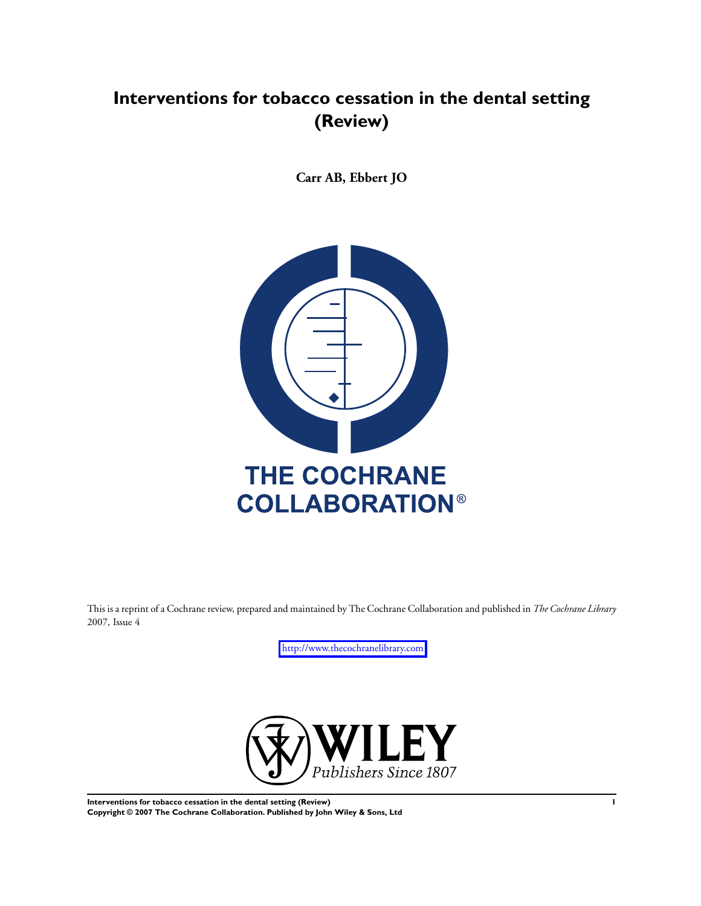# Interventions for tobacco cessation in the dental setting (Review)

**Carr AB, Ebbert JO**

THE COCHRANE COLLABORATION®

This is a reprint of a Cochrane review, prepared and maintained by The Cochrane Collaboration and published in *The Cochrane Library* 2007, Issue 4

http://www.thecochranelibrary.com

WILEY
*Publishers Since 1807*

**Copyright © 2007 The Cochrane Collaboration. Published by John Wiley & Sons, Ltd**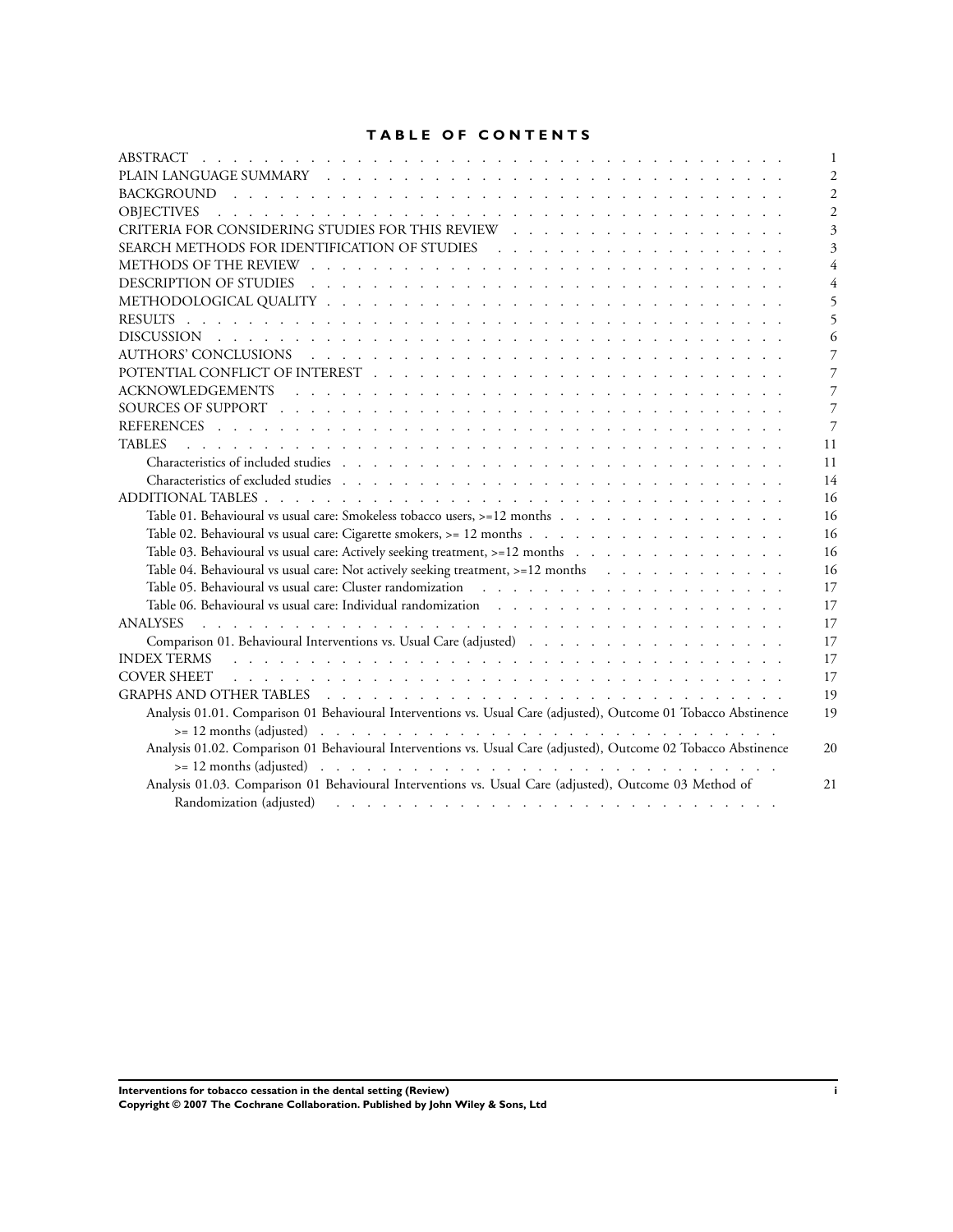# TABLE OF CONTENTS

| | |
|---|---|
| ABSTRACT | 1 |
| PLAIN LANGUAGE SUMMARY | 2 |
| BACKGROUND | 2 |
| OBJECTIVES | 2 |
| CRITERIA FOR CONSIDERING STUDIES FOR THIS REVIEW | 3 |
| SEARCH METHODS FOR IDENTIFICATION OF STUDIES | 3 |
| METHODS OF THE REVIEW | 4 |
| DESCRIPTION OF STUDIES | 4 |
| METHODOLOGICAL QUALITY | 5 |
| RESULTS | 5 |
| DISCUSSION | 6 |
| AUTHORS' CONCLUSIONS | 7 |
| POTENTIAL CONFLICT OF INTEREST | 7 |
| ACKNOWLEDGEMENTS | 7 |
| SOURCES OF SUPPORT | 7 |
| REFERENCES | 7 |
| TABLES | 11 |
| Characteristics of included studies | 11 |
| Characteristics of excluded studies | 14 |
| ADDITIONAL TABLES | 16 |
| Table 01. Behavioural vs usual care: Smokeless tobacco users, >=12 months | 16 |
| Table 02. Behavioural vs usual care: Cigarette smokers, >= 12 months | 16 |
| Table 03. Behavioural vs usual care: Actively seeking treatment, >=12 months | 16 |
| Table 04. Behavioural vs usual care: Not actively seeking treatment, >=12 months | 16 |
| Table 05. Behavioural vs usual care: Cluster randomization | 17 |
| Table 06. Behavioural vs usual care: Individual randomization | 17 |
| ANALYSES | 17 |
| Comparison 01. Behavioural Interventions vs. Usual Care (adjusted) | 17 |
| INDEX TERMS | 17 |
| COVER SHEET | 17 |
| GRAPHS AND OTHER TABLES | 19 |
| Analysis 01.01. Comparison 01 Behavioural Interventions vs. Usual Care (adjusted), Outcome 01 Tobacco Abstinence >= 12 months (adjusted) | 19 |
| Analysis 01.02. Comparison 01 Behavioural Interventions vs. Usual Care (adjusted), Outcome 02 Tobacco Abstinence >= 12 months (adjusted) | 20 |
| Analysis 01.03. Comparison 01 Behavioural Interventions vs. Usual Care (adjusted), Outcome 03 Method of Randomization (adjusted) | 21 |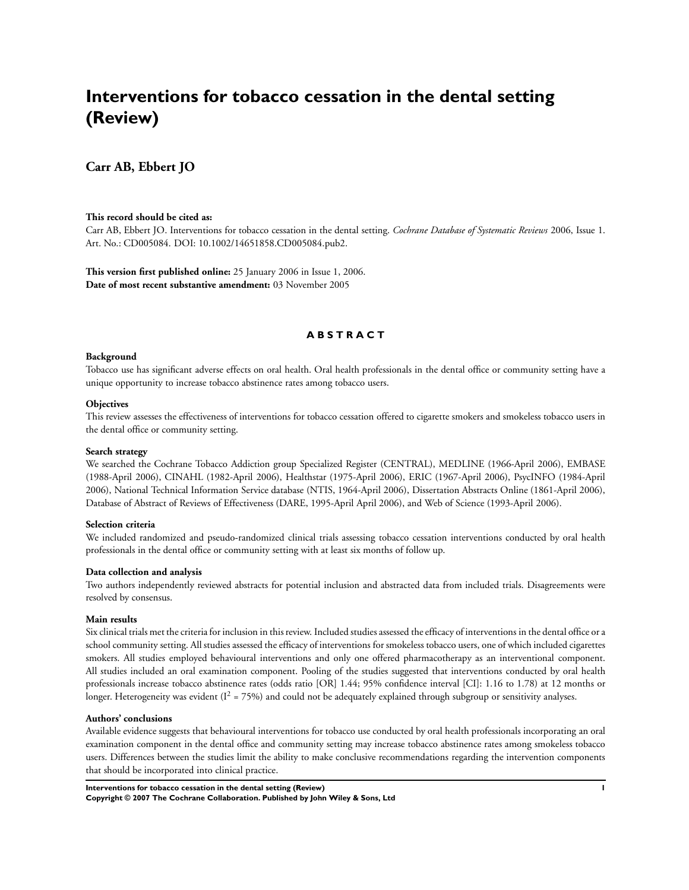# Interventions for tobacco cessation in the dental setting (Review)

**Carr AB, Ebbert JO**

**This record should be cited as:**
Carr AB, Ebbert JO. Interventions for tobacco cessation in the dental setting. *Cochrane Database of Systematic Reviews* 2006, Issue 1. Art. No.: CD005084. DOI: 10.1002/14651858.CD005084.pub2.

**This version first published online:** 25 January 2006 in Issue 1, 2006.
**Date of most recent substantive amendment:** 03 November 2005

## ABSTRACT

### Background

Tobacco use has significant adverse effects on oral health. Oral health professionals in the dental office or community setting have a unique opportunity to increase tobacco abstinence rates among tobacco users.

### Objectives

This review assesses the effectiveness of interventions for tobacco cessation offered to cigarette smokers and smokeless tobacco users in the dental office or community setting.

### Search strategy

We searched the Cochrane Tobacco Addiction group Specialized Register (CENTRAL), MEDLINE (1966-April 2006), EMBASE (1988-April 2006), CINAHL (1982-April 2006), Healthstar (1975-April 2006), ERIC (1967-April 2006), PsycINFO (1984-April 2006), National Technical Information Service database (NTIS, 1964-April 2006), Dissertation Abstracts Online (1861-April 2006), Database of Abstract of Reviews of Effectiveness (DARE, 1995-April April 2006), and Web of Science (1993-April 2006).

### Selection criteria

We included randomized and pseudo-randomized clinical trials assessing tobacco cessation interventions conducted by oral health professionals in the dental office or community setting with at least six months of follow up.

### Data collection and analysis

Two authors independently reviewed abstracts for potential inclusion and abstracted data from included trials. Disagreements were resolved by consensus.

### Main results

Six clinical trials met the criteria for inclusion in this review. Included studies assessed the efficacy of interventions in the dental office or a school community setting. All studies assessed the efficacy of interventions for smokeless tobacco users, one of which included cigarettes smokers. All studies employed behavioural interventions and only one offered pharmacotherapy as an interventional component. All studies included an oral examination component. Pooling of the studies suggested that interventions conducted by oral health professionals increase tobacco abstinence rates (odds ratio [OR] 1.44; 95% confidence interval [CI]: 1.16 to 1.78) at 12 months or longer. Heterogeneity was evident ($I^2$ = 75%) and could not be adequately explained through subgroup or sensitivity analyses.

### Authors' conclusions

Available evidence suggests that behavioural interventions for tobacco use conducted by oral health professionals incorporating an oral examination component in the dental office and community setting may increase tobacco abstinence rates among smokeless tobacco users. Differences between the studies limit the ability to make conclusive recommendations regarding the intervention components that should be incorporated into clinical practice.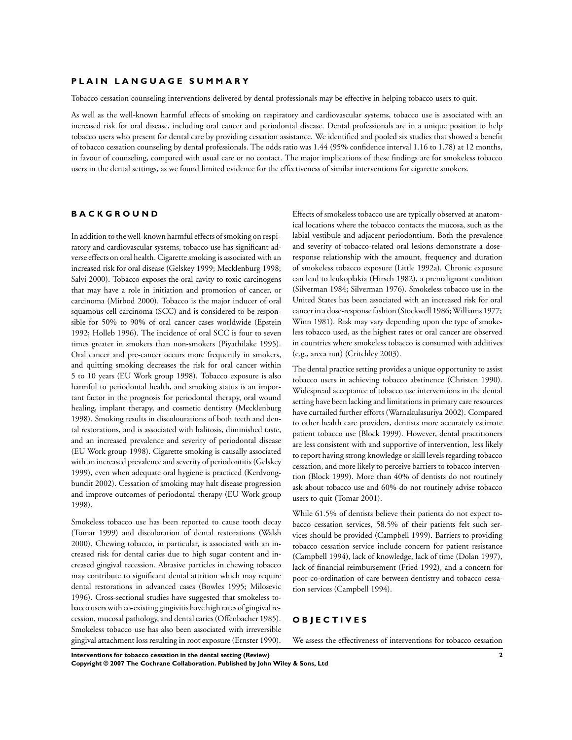## PLAIN LANGUAGE SUMMARY

Tobacco cessation counseling interventions delivered by dental professionals may be effective in helping tobacco users to quit.

As well as the well-known harmful effects of smoking on respiratory and cardiovascular systems, tobacco use is associated with an increased risk for oral disease, including oral cancer and periodontal disease. Dental professionals are in a unique position to help tobacco users who present for dental care by providing cessation assistance. We identified and pooled six studies that showed a benefit of tobacco cessation counseling by dental professionals. The odds ratio was 1.44 (95% confidence interval 1.16 to 1.78) at 12 months, in favour of counseling, compared with usual care or no contact. The major implications of these findings are for smokeless tobacco users in the dental settings, as we found limited evidence for the effectiveness of similar interventions for cigarette smokers.

## BACKGROUND

In addition to the well-known harmful effects of smoking on respiratory and cardiovascular systems, tobacco use has significant adverse effects on oral health. Cigarette smoking is associated with an increased risk for oral disease (Gelskey 1999; Mecklenburg 1998; Salvi 2000). Tobacco exposes the oral cavity to toxic carcinogens that may have a role in initiation and promotion of cancer, or carcinoma (Mirbod 2000). Tobacco is the major inducer of oral squamous cell carcinoma (SCC) and is considered to be responsible for 50% to 90% of oral cancer cases worldwide (Epstein 1992; Holleb 1996). The incidence of oral SCC is four to seven times greater in smokers than non-smokers (Piyathilake 1995). Oral cancer and pre-cancer occurs more frequently in smokers, and quitting smoking decreases the risk for oral cancer within 5 to 10 years (EU Work group 1998). Tobacco exposure is also harmful to periodontal health, and smoking status is an important factor in the prognosis for periodontal therapy, oral wound healing, implant therapy, and cosmetic dentistry (Mecklenburg 1998). Smoking results in discolourations of both teeth and dental restorations, and is associated with halitosis, diminished taste, and an increased prevalence and severity of periodontal disease (EU Work group 1998). Cigarette smoking is causally associated with an increased prevalence and severity of periodontitis (Gelskey 1999), even when adequate oral hygiene is practiced (Kerdvongbundit 2002). Cessation of smoking may halt disease progression and improve outcomes of periodontal therapy (EU Work group 1998).

Smokeless tobacco use has been reported to cause tooth decay (Tomar 1999) and discoloration of dental restorations (Walsh 2000). Chewing tobacco, in particular, is associated with an increased risk for dental caries due to high sugar content and increased gingival recession. Abrasive particles in chewing tobacco may contribute to significant dental attrition which may require dental restorations in advanced cases (Bowles 1995; Milosevic 1996). Cross-sectional studies have suggested that smokeless tobacco users with co-existing gingivitis have high rates of gingival recession, mucosal pathology, and dental caries (Offenbacher 1985). Smokeless tobacco use has also been associated with irreversible gingival attachment loss resulting in root exposure (Ernster 1990). Effects of smokeless tobacco use are typically observed at anatomical locations where the tobacco contacts the mucosa, such as the labial vestibule and adjacent periodontium. Both the prevalence and severity of tobacco-related oral lesions demonstrate a dose-response relationship with the amount, frequency and duration of smokeless tobacco exposure (Little 1992a). Chronic exposure can lead to leukoplakia (Hirsch 1982), a premalignant condition (Silverman 1984; Silverman 1976). Smokeless tobacco use in the United States has been associated with an increased risk for oral cancer in a dose-response fashion (Stockwell 1986; Williams 1977; Winn 1981). Risk may vary depending upon the type of smokeless tobacco used, as the highest rates or oral cancer are observed in countries where smokeless tobacco is consumed with additives (e.g., areca nut) (Critchley 2003).

The dental practice setting provides a unique opportunity to assist tobacco users in achieving tobacco abstinence (Christen 1990). Widespread acceptance of tobacco use interventions in the dental setting have been lacking and limitations in primary care resources have curtailed further efforts (Warnakulasuriya 2002). Compared to other health care providers, dentists more accurately estimate patient tobacco use (Block 1999). However, dental practitioners are less consistent with and supportive of intervention, less likely to report having strong knowledge or skill levels regarding tobacco cessation, and more likely to perceive barriers to tobacco intervention (Block 1999). More than 40% of dentists do not routinely ask about tobacco use and 60% do not routinely advise tobacco users to quit (Tomar 2001).

While 61.5% of dentists believe their patients do not expect tobacco cessation services, 58.5% of their patients felt such services should be provided (Campbell 1999). Barriers to providing tobacco cessation service include concern for patient resistance (Campbell 1994), lack of knowledge, lack of time (Dolan 1997), lack of financial reimbursement (Fried 1992), and a concern for poor co-ordination of care between dentistry and tobacco cessation services (Campbell 1994).

## OBJECTIVES

We assess the effectiveness of interventions for tobacco cessation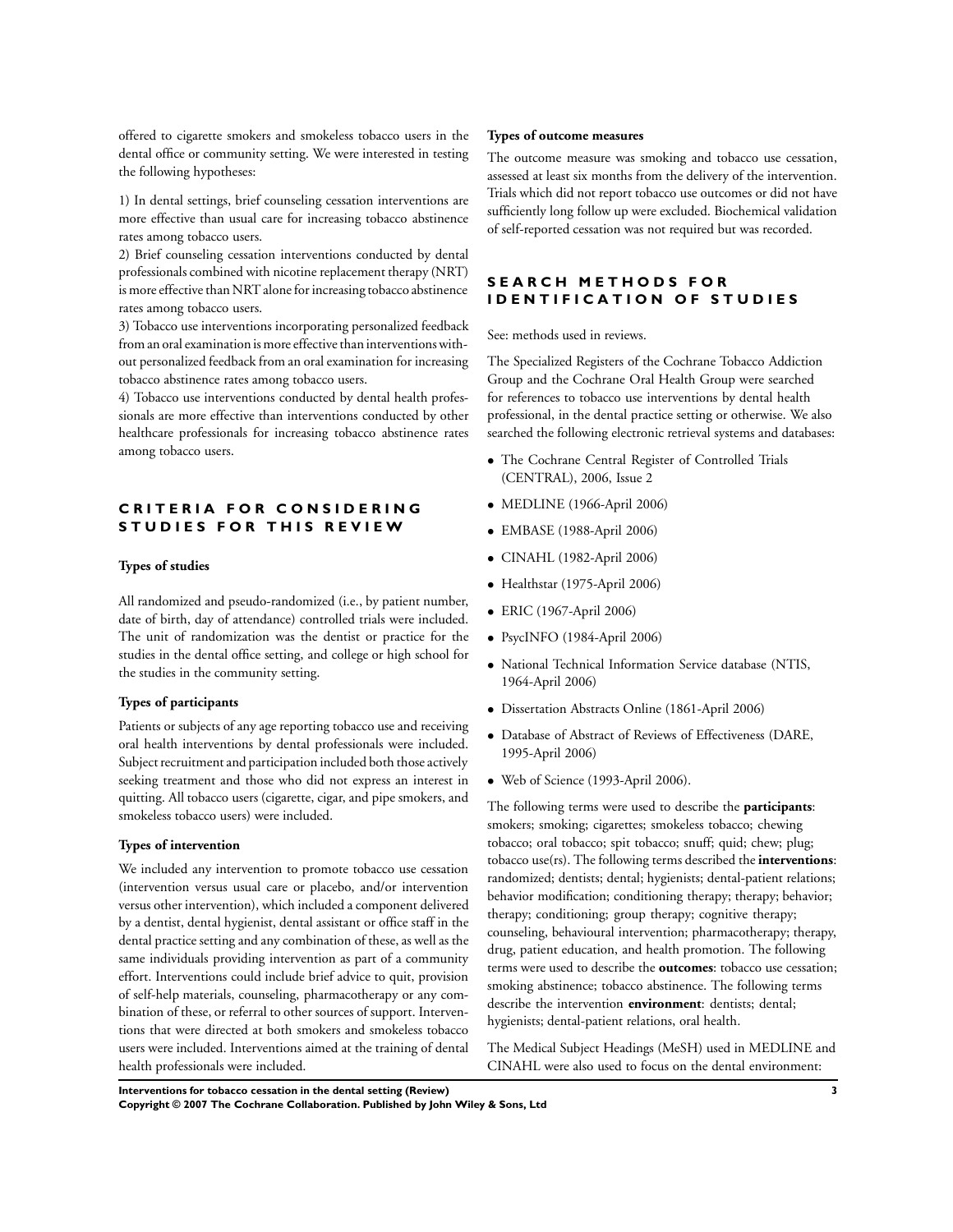offered to cigarette smokers and smokeless tobacco users in the dental office or community setting. We were interested in testing the following hypotheses:

1) In dental settings, brief counseling cessation interventions are more effective than usual care for increasing tobacco abstinence rates among tobacco users.
2) Brief counseling cessation interventions conducted by dental professionals combined with nicotine replacement therapy (NRT) is more effective than NRT alone for increasing tobacco abstinence rates among tobacco users.
3) Tobacco use interventions incorporating personalized feedback from an oral examination is more effective than interventions without personalized feedback from an oral examination for increasing tobacco abstinence rates among tobacco users.
4) Tobacco use interventions conducted by dental health professionals are more effective than interventions conducted by other healthcare professionals for increasing tobacco abstinence rates among tobacco users.

# CRITERIA FOR CONSIDERING STUDIES FOR THIS REVIEW

### Types of studies

All randomized and pseudo-randomized (i.e., by patient number, date of birth, day of attendance) controlled trials were included. The unit of randomization was the dentist or practice for the studies in the dental office setting, and college or high school for the studies in the community setting.

### Types of participants

Patients or subjects of any age reporting tobacco use and receiving oral health interventions by dental professionals were included. Subject recruitment and participation included both those actively seeking treatment and those who did not express an interest in quitting. All tobacco users (cigarette, cigar, and pipe smokers, and smokeless tobacco users) were included.

### Types of intervention

We included any intervention to promote tobacco use cessation (intervention versus usual care or placebo, and/or intervention versus other intervention), which included a component delivered by a dentist, dental hygienist, dental assistant or office staff in the dental practice setting and any combination of these, as well as the same individuals providing intervention as part of a community effort. Interventions could include brief advice to quit, provision of self-help materials, counseling, pharmacotherapy or any combination of these, or referral to other sources of support. Interventions that were directed at both smokers and smokeless tobacco users were included. Interventions aimed at the training of dental health professionals were included.

### Types of outcome measures

The outcome measure was smoking and tobacco use cessation, assessed at least six months from the delivery of the intervention. Trials which did not report tobacco use outcomes or did not have sufficiently long follow up were excluded. Biochemical validation of self-reported cessation was not required but was recorded.

# SEARCH METHODS FOR IDENTIFICATION OF STUDIES

See: methods used in reviews.

The Specialized Registers of the Cochrane Tobacco Addiction Group and the Cochrane Oral Health Group were searched for references to tobacco use interventions by dental health professional, in the dental practice setting or otherwise. We also searched the following electronic retrieval systems and databases:

- The Cochrane Central Register of Controlled Trials (CENTRAL), 2006, Issue 2
- MEDLINE (1966-April 2006)
- EMBASE (1988-April 2006)
- CINAHL (1982-April 2006)
- Healthstar (1975-April 2006)
- ERIC (1967-April 2006)
- PsycINFO (1984-April 2006)
- National Technical Information Service database (NTIS, 1964-April 2006)
- Dissertation Abstracts Online (1861-April 2006)
- Database of Abstract of Reviews of Effectiveness (DARE, 1995-April 2006)
- Web of Science (1993-April 2006).

The following terms were used to describe the **participants**: smokers; smoking; cigarettes; smokeless tobacco; chewing tobacco; oral tobacco; spit tobacco; snuff; quid; chew; plug; tobacco use(rs). The following terms described the **interventions**: randomized; dentists; dental; hygienists; dental-patient relations; behavior modification; conditioning therapy; therapy; behavior; therapy; conditioning; group therapy; cognitive therapy; counseling, behavioural intervention; pharmacotherapy; therapy, drug, patient education, and health promotion. The following terms were used to describe the **outcomes**: tobacco use cessation; smoking abstinence; tobacco abstinence. The following terms describe the intervention **environment**: dentists; dental; hygienists; dental-patient relations, oral health.

The Medical Subject Headings (MeSH) used in MEDLINE and CINAHL were also used to focus on the dental environment: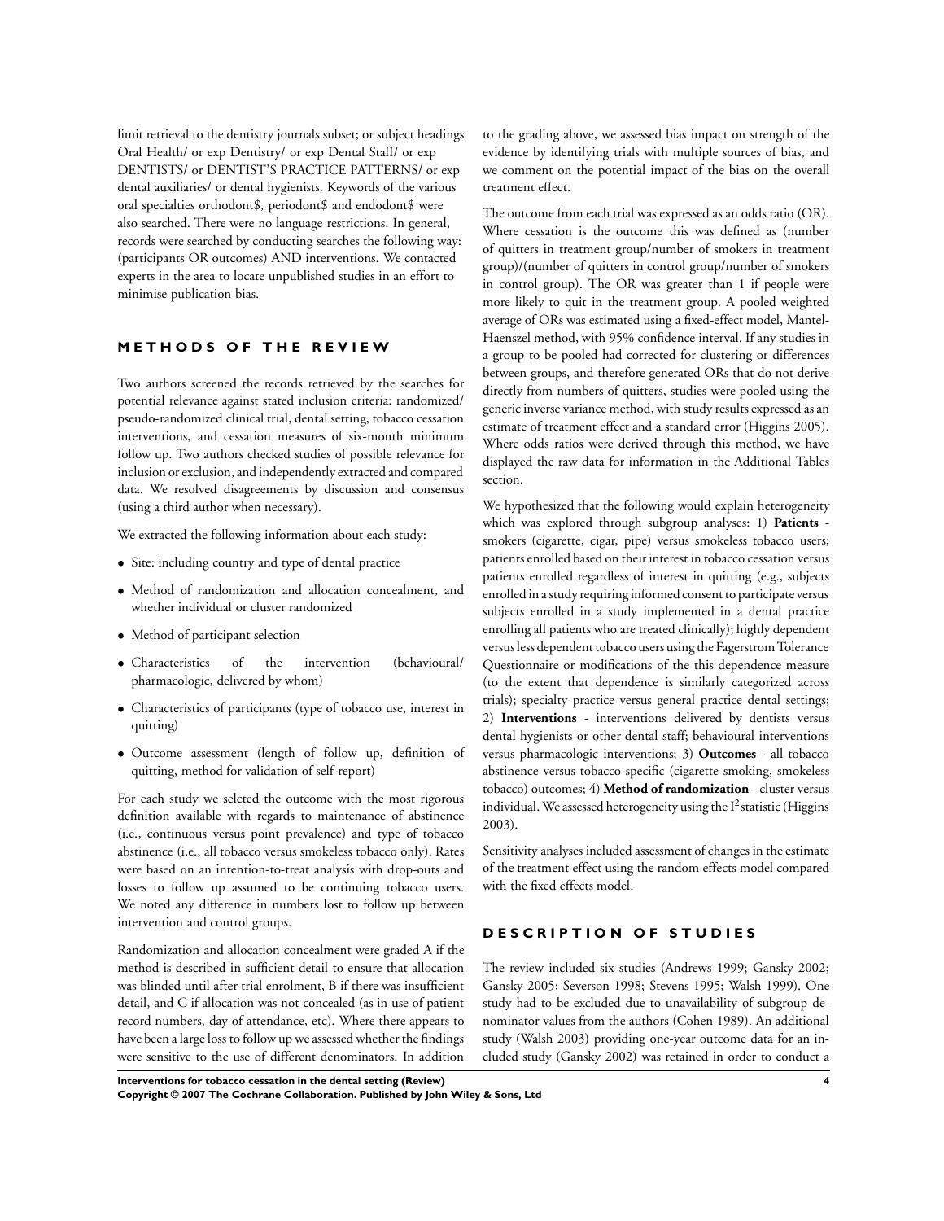limit retrieval to the dentistry journals subset; or subject headings Oral Health/ or exp Dentistry/ or exp Dental Staff/ or exp DENTISTS/ or DENTIST'S PRACTICE PATTERNS/ or exp dental auxiliaries/ or dental hygienists. Keywords of the various oral specialties orthodont$, periodont$ and endodont$ were also searched. There were no language restrictions. In general, records were searched by conducting searches the following way: (participants OR outcomes) AND interventions. We contacted experts in the area to locate unpublished studies in an effort to minimise publication bias.

## METHODS OF THE REVIEW

Two authors screened the records retrieved by the searches for potential relevance against stated inclusion criteria: randomized/ pseudo-randomized clinical trial, dental setting, tobacco cessation interventions, and cessation measures of six-month minimum follow up. Two authors checked studies of possible relevance for inclusion or exclusion, and independently extracted and compared data. We resolved disagreements by discussion and consensus (using a third author when necessary).

We extracted the following information about each study:

- Site: including country and type of dental practice
- Method of randomization and allocation concealment, and whether individual or cluster randomized
- Method of participant selection
- Characteristics of the intervention (behavioural/ pharmacologic, delivered by whom)
- Characteristics of participants (type of tobacco use, interest in quitting)
- Outcome assessment (length of follow up, definition of quitting, method for validation of self-report)

For each study we selcted the outcome with the most rigorous definition available with regards to maintenance of abstinence (i.e., continuous versus point prevalence) and type of tobacco abstinence (i.e., all tobacco versus smokeless tobacco only). Rates were based on an intention-to-treat analysis with drop-outs and losses to follow up assumed to be continuing tobacco users. We noted any difference in numbers lost to follow up between intervention and control groups.

Randomization and allocation concealment were graded A if the method is described in sufficient detail to ensure that allocation was blinded until after trial enrolment, B if there was insufficient detail, and C if allocation was not concealed (as in use of patient record numbers, day of attendance, etc). Where there appears to have been a large loss to follow up we assessed whether the findings were sensitive to the use of different denominators. In addition to the grading above, we assessed bias impact on strength of the evidence by identifying trials with multiple sources of bias, and we comment on the potential impact of the bias on the overall treatment effect.

The outcome from each trial was expressed as an odds ratio (OR). Where cessation is the outcome this was defined as (number of quitters in treatment group/number of smokers in treatment group)/(number of quitters in control group/number of smokers in control group). The OR was greater than 1 if people were more likely to quit in the treatment group. A pooled weighted average of ORs was estimated using a fixed-effect model, Mantel-Haenszel method, with 95% confidence interval. If any studies in a group to be pooled had corrected for clustering or differences between groups, and therefore generated ORs that do not derive directly from numbers of quitters, studies were pooled using the generic inverse variance method, with study results expressed as an estimate of treatment effect and a standard error (Higgins 2005). Where odds ratios were derived through this method, we have displayed the raw data for information in the Additional Tables section.

We hypothesized that the following would explain heterogeneity which was explored through subgroup analyses: 1) **Patients** - smokers (cigarette, cigar, pipe) versus smokeless tobacco users; patients enrolled based on their interest in tobacco cessation versus patients enrolled regardless of interest in quitting (e.g., subjects enrolled in a study requiring informed consent to participate versus subjects enrolled in a study implemented in a dental practice enrolling all patients who are treated clinically); highly dependent versus less dependent tobacco users using the Fagerstrom Tolerance Questionnaire or modifications of the this dependence measure (to the extent that dependence is similarly categorized across trials); specialty practice versus general practice dental settings; 2) **Interventions** - interventions delivered by dentists versus dental hygienists or other dental staff; behavioural interventions versus pharmacologic interventions; 3) **Outcomes** - all tobacco abstinence versus tobacco-specific (cigarette smoking, smokeless tobacco) outcomes; 4) **Method of randomization** - cluster versus individual. We assessed heterogeneity using the $I^2$ statistic (Higgins 2003).

Sensitivity analyses included assessment of changes in the estimate of the treatment effect using the random effects model compared with the fixed effects model.

## DESCRIPTION OF STUDIES

The review included six studies (Andrews 1999; Gansky 2002; Gansky 2005; Severson 1998; Stevens 1995; Walsh 1999). One study had to be excluded due to unavailability of subgroup denominator values from the authors (Cohen 1989). An additional study (Walsh 2003) providing one-year outcome data for an included study (Gansky 2002) was retained in order to conduct a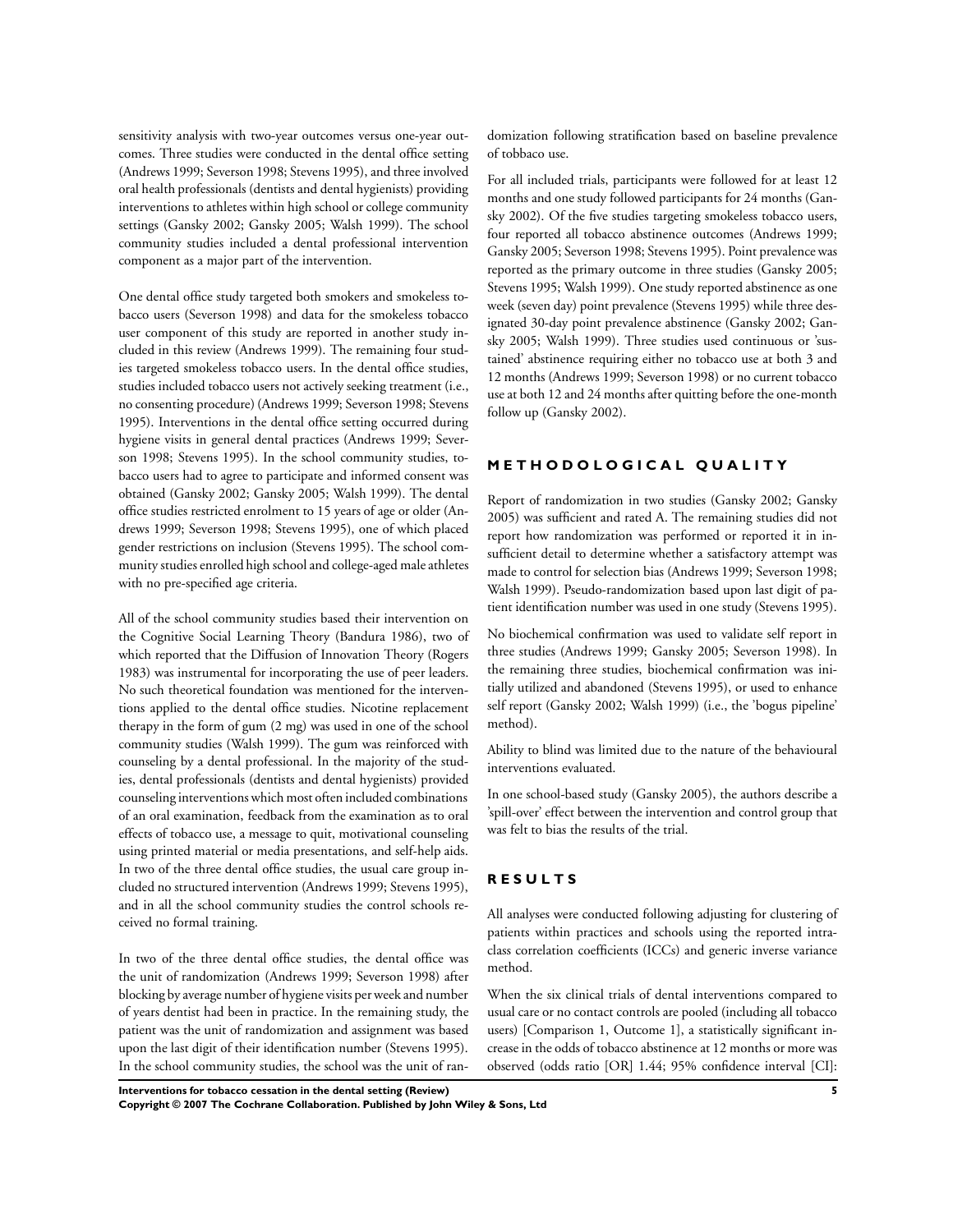sensitivity analysis with two-year outcomes versus one-year outcomes. Three studies were conducted in the dental office setting (Andrews 1999; Severson 1998; Stevens 1995), and three involved oral health professionals (dentists and dental hygienists) providing interventions to athletes within high school or college community settings (Gansky 2002; Gansky 2005; Walsh 1999). The school community studies included a dental professional intervention component as a major part of the intervention.

One dental office study targeted both smokers and smokeless tobacco users (Severson 1998) and data for the smokeless tobacco user component of this study are reported in another study included in this review (Andrews 1999). The remaining four studies targeted smokeless tobacco users. In the dental office studies, studies included tobacco users not actively seeking treatment (i.e., no consenting procedure) (Andrews 1999; Severson 1998; Stevens 1995). Interventions in the dental office setting occurred during hygiene visits in general dental practices (Andrews 1999; Severson 1998; Stevens 1995). In the school community studies, tobacco users had to agree to participate and informed consent was obtained (Gansky 2002; Gansky 2005; Walsh 1999). The dental office studies restricted enrolment to 15 years of age or older (Andrews 1999; Severson 1998; Stevens 1995), one of which placed gender restrictions on inclusion (Stevens 1995). The school community studies enrolled high school and college-aged male athletes with no pre-specified age criteria.

All of the school community studies based their intervention on the Cognitive Social Learning Theory (Bandura 1986), two of which reported that the Diffusion of Innovation Theory (Rogers 1983) was instrumental for incorporating the use of peer leaders. No such theoretical foundation was mentioned for the interventions applied to the dental office studies. Nicotine replacement therapy in the form of gum (2 mg) was used in one of the school community studies (Walsh 1999). The gum was reinforced with counseling by a dental professional. In the majority of the studies, dental professionals (dentists and dental hygienists) provided counseling interventions which most often included combinations of an oral examination, feedback from the examination as to oral effects of tobacco use, a message to quit, motivational counseling using printed material or media presentations, and self-help aids. In two of the three dental office studies, the usual care group included no structured intervention (Andrews 1999; Stevens 1995), and in all the school community studies the control schools received no formal training.

In two of the three dental office studies, the dental office was the unit of randomization (Andrews 1999; Severson 1998) after blocking by average number of hygiene visits per week and number of years dentist had been in practice. In the remaining study, the patient was the unit of randomization and assignment was based upon the last digit of their identification number (Stevens 1995). In the school community studies, the school was the unit of randomization following stratification based on baseline prevalence of tobbaco use.

For all included trials, participants were followed for at least 12 months and one study followed participants for 24 months (Gansky 2002). Of the five studies targeting smokeless tobacco users, four reported all tobacco abstinence outcomes (Andrews 1999; Gansky 2005; Severson 1998; Stevens 1995). Point prevalence was reported as the primary outcome in three studies (Gansky 2005; Stevens 1995; Walsh 1999). One study reported abstinence as one week (seven day) point prevalence (Stevens 1995) while three designated 30-day point prevalence abstinence (Gansky 2002; Gansky 2005; Walsh 1999). Three studies used continuous or 'sustained' abstinence requiring either no tobacco use at both 3 and 12 months (Andrews 1999; Severson 1998) or no current tobacco use at both 12 and 24 months after quitting before the one-month follow up (Gansky 2002).

## METHODOLOGICAL QUALITY

Report of randomization in two studies (Gansky 2002; Gansky 2005) was sufficient and rated A. The remaining studies did not report how randomization was performed or reported it in insufficient detail to determine whether a satisfactory attempt was made to control for selection bias (Andrews 1999; Severson 1998; Walsh 1999). Pseudo-randomization based upon last digit of patient identification number was used in one study (Stevens 1995).

No biochemical confirmation was used to validate self report in three studies (Andrews 1999; Gansky 2005; Severson 1998). In the remaining three studies, biochemical confirmation was initially utilized and abandoned (Stevens 1995), or used to enhance self report (Gansky 2002; Walsh 1999) (i.e., the 'bogus pipeline' method).

Ability to blind was limited due to the nature of the behavioural interventions evaluated.

In one school-based study (Gansky 2005), the authors describe a 'spill-over' effect between the intervention and control group that was felt to bias the results of the trial.

## RESULTS

All analyses were conducted following adjusting for clustering of patients within practices and schools using the reported intraclass correlation coefficients (ICCs) and generic inverse variance method.

When the six clinical trials of dental interventions compared to usual care or no contact controls are pooled (including all tobacco users) [Comparison 1, Outcome 1], a statistically significant increase in the odds of tobacco abstinence at 12 months or more was observed (odds ratio [OR] 1.44; 95% confidence interval [CI]: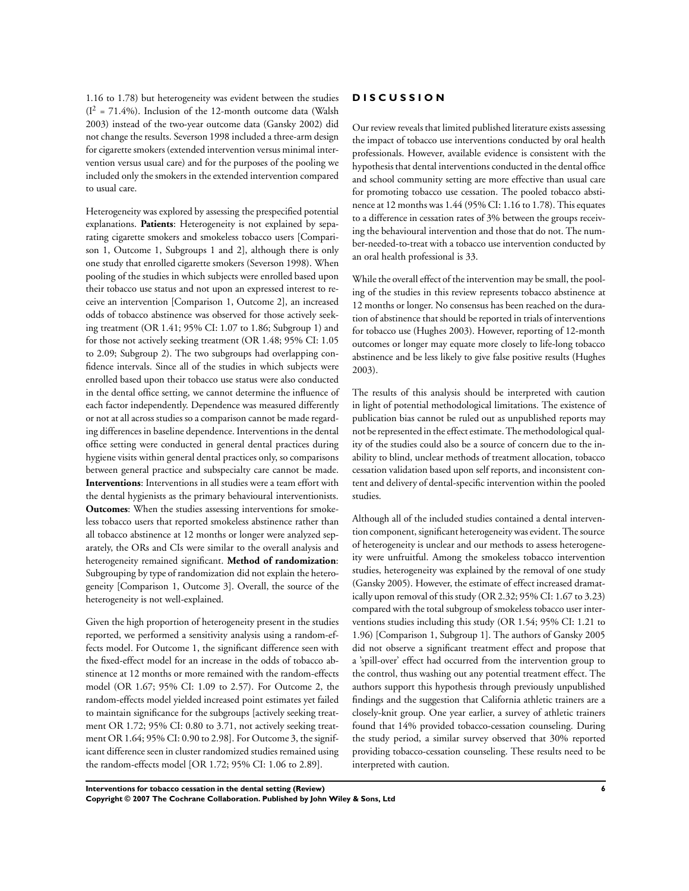1.16 to 1.78) but heterogeneity was evident between the studies ($I^2$ = 71.4%). Inclusion of the 12-month outcome data (Walsh 2003) instead of the two-year outcome data (Gansky 2002) did not change the results. Severson 1998 included a three-arm design for cigarette smokers (extended intervention versus minimal intervention versus usual care) and for the purposes of the pooling we included only the smokers in the extended intervention compared to usual care.

Heterogeneity was explored by assessing the prespecified potential explanations. **Patients**: Heterogeneity is not explained by separating cigarette smokers and smokeless tobacco users [Comparison 1, Outcome 1, Subgroups 1 and 2], although there is only one study that enrolled cigarette smokers (Severson 1998). When pooling of the studies in which subjects were enrolled based upon their tobacco use status and not upon an expressed interest to receive an intervention [Comparison 1, Outcome 2], an increased odds of tobacco abstinence was observed for those actively seeking treatment (OR 1.41; 95% CI: 1.07 to 1.86; Subgroup 1) and for those not actively seeking treatment (OR 1.48; 95% CI: 1.05 to 2.09; Subgroup 2). The two subgroups had overlapping confidence intervals. Since all of the studies in which subjects were enrolled based upon their tobacco use status were also conducted in the dental office setting, we cannot determine the influence of each factor independently. Dependence was measured differently or not at all across studies so a comparison cannot be made regarding differences in baseline dependence. Interventions in the dental office setting were conducted in general dental practices during hygiene visits within general dental practices only, so comparisons between general practice and subspecialty care cannot be made. **Interventions**: Interventions in all studies were a team effort with the dental hygienists as the primary behavioural interventionists. **Outcomes**: When the studies assessing interventions for smokeless tobacco users that reported smokeless abstinence rather than all tobacco abstinence at 12 months or longer were analyzed separately, the ORs and CIs were similar to the overall analysis and heterogeneity remained significant. **Method of randomization**: Subgrouping by type of randomization did not explain the heterogeneity [Comparison 1, Outcome 3]. Overall, the source of the heterogeneity is not well-explained.

Given the high proportion of heterogeneity present in the studies reported, we performed a sensitivity analysis using a random-effects model. For Outcome 1, the significant difference seen with the fixed-effect model for an increase in the odds of tobacco abstinence at 12 months or more remained with the random-effects model (OR 1.67; 95% CI: 1.09 to 2.57). For Outcome 2, the random-effects model yielded increased point estimates yet failed to maintain significance for the subgroups [actively seeking treatment OR 1.72; 95% CI: 0.80 to 3.71, not actively seeking treatment OR 1.64; 95% CI: 0.90 to 2.98]. For Outcome 3, the significant difference seen in cluster randomized studies remained using the random-effects model [OR 1.72; 95% CI: 1.06 to 2.89].

# DISCUSSION

Our review reveals that limited published literature exists assessing the impact of tobacco use interventions conducted by oral health professionals. However, available evidence is consistent with the hypothesis that dental interventions conducted in the dental office and school community setting are more effective than usual care for promoting tobacco use cessation. The pooled tobacco abstinence at 12 months was 1.44 (95% CI: 1.16 to 1.78). This equates to a difference in cessation rates of 3% between the groups receiving the behavioural intervention and those that do not. The number-needed-to-treat with a tobacco use intervention conducted by an oral health professional is 33.

While the overall effect of the intervention may be small, the pooling of the studies in this review represents tobacco abstinence at 12 months or longer. No consensus has been reached on the duration of abstinence that should be reported in trials of interventions for tobacco use (Hughes 2003). However, reporting of 12-month outcomes or longer may equate more closely to life-long tobacco abstinence and be less likely to give false positive results (Hughes 2003).

The results of this analysis should be interpreted with caution in light of potential methodological limitations. The existence of publication bias cannot be ruled out as unpublished reports may not be represented in the effect estimate. The methodological quality of the studies could also be a source of concern due to the inability to blind, unclear methods of treatment allocation, tobacco cessation validation based upon self reports, and inconsistent content and delivery of dental-specific intervention within the pooled studies.

Although all of the included studies contained a dental intervention component, significant heterogeneity was evident. The source of heterogeneity is unclear and our methods to assess heterogeneity were unfruitful. Among the smokeless tobacco intervention studies, heterogeneity was explained by the removal of one study (Gansky 2005). However, the estimate of effect increased dramatically upon removal of this study (OR 2.32; 95% CI: 1.67 to 3.23) compared with the total subgroup of smokeless tobacco user interventions studies including this study (OR 1.54; 95% CI: 1.21 to 1.96) [Comparison 1, Subgroup 1]. The authors of Gansky 2005 did not observe a significant treatment effect and propose that a 'spill-over' effect had occurred from the intervention group to the control, thus washing out any potential treatment effect. The authors support this hypothesis through previously unpublished findings and the suggestion that California athletic trainers are a closely-knit group. One year earlier, a survey of athletic trainers found that 14% provided tobacco-cessation counseling. During the study period, a similar survey observed that 30% reported providing tobacco-cessation counseling. These results need to be interpreted with caution.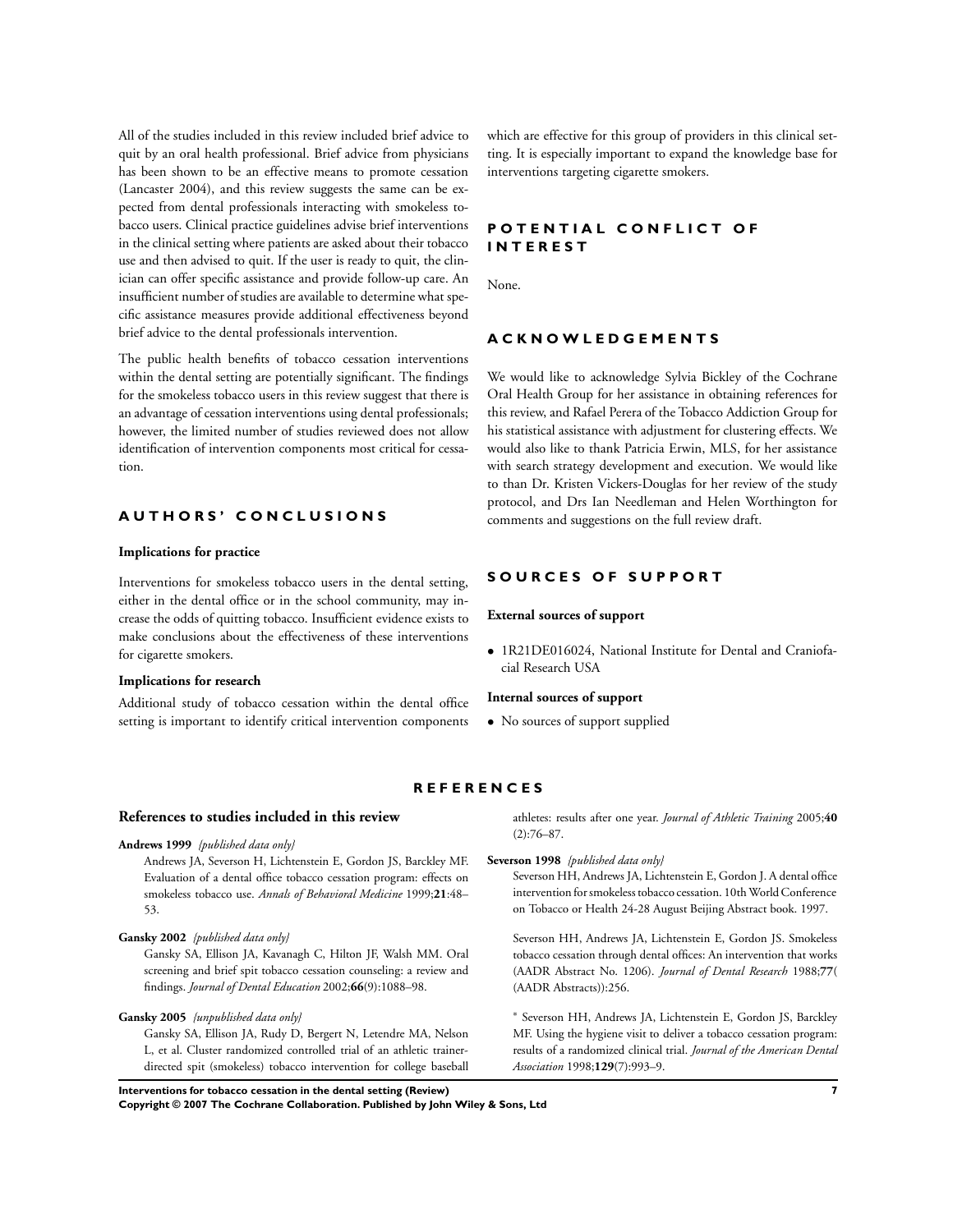All of the studies included in this review included brief advice to quit by an oral health professional. Brief advice from physicians has been shown to be an effective means to promote cessation (Lancaster 2004), and this review suggests the same can be expected from dental professionals interacting with smokeless tobacco users. Clinical practice guidelines advise brief interventions in the clinical setting where patients are asked about their tobacco use and then advised to quit. If the user is ready to quit, the clinician can offer specific assistance and provide follow-up care. An insufficient number of studies are available to determine what specific assistance measures provide additional effectiveness beyond brief advice to the dental professionals intervention.

The public health benefits of tobacco cessation interventions within the dental setting are potentially significant. The findings for the smokeless tobacco users in this review suggest that there is an advantage of cessation interventions using dental professionals; however, the limited number of studies reviewed does not allow identification of intervention components most critical for cessation.

# AUTHORS' CONCLUSIONS

### Implications for practice

Interventions for smokeless tobacco users in the dental setting, either in the dental office or in the school community, may increase the odds of quitting tobacco. Insufficient evidence exists to make conclusions about the effectiveness of these interventions for cigarette smokers.

### Implications for research

Additional study of tobacco cessation within the dental office setting is important to identify critical intervention components which are effective for this group of providers in this clinical setting. It is especially important to expand the knowledge base for interventions targeting cigarette smokers.

# POTENTIAL CONFLICT OF INTEREST

None.

# ACKNOWLEDGEMENTS

We would like to acknowledge Sylvia Bickley of the Cochrane Oral Health Group for her assistance in obtaining references for this review, and Rafael Perera of the Tobacco Addiction Group for his statistical assistance with adjustment for clustering effects. We would also like to thank Patricia Erwin, MLS, for her assistance with search strategy development and execution. We would like to than Dr. Kristen Vickers-Douglas for her review of the study protocol, and Drs Ian Needleman and Helen Worthington for comments and suggestions on the full review draft.

# SOURCES OF SUPPORT

### External sources of support

- 1R21DE016024, National Institute for Dental and Craniofacial Research USA

### Internal sources of support

- No sources of support supplied

# REFERENCES

## References to studies included in this review

**Andrews 1999** *{published data only}*

Andrews JA, Severson H, Lichtenstein E, Gordon JS, Barckley MF. Evaluation of a dental office tobacco cessation program: effects on smokeless tobacco use. *Annals of Behavioral Medicine* 1999;**21**:48–53.

**Gansky 2002** *{published data only}*

Gansky SA, Ellison JA, Kavanagh C, Hilton JF, Walsh MM. Oral screening and brief spit tobacco cessation counseling: a review and findings. *Journal of Dental Education* 2002;**66**(9):1088–98.

**Gansky 2005** *{unpublished data only}*

Gansky SA, Ellison JA, Rudy D, Bergert N, Letendre MA, Nelson L, et al. Cluster randomized controlled trial of an athletic trainer-directed spit (smokeless) tobacco intervention for college baseball athletes: results after one year. *Journal of Athletic Training* 2005;**40**(2):76–87.

**Severson 1998** *{published data only}*

Severson HH, Andrews JA, Lichtenstein E, Gordon J. A dental office intervention for smokeless tobacco cessation. 10th World Conference on Tobacco or Health 24-28 August Beijing Abstract book. 1997.

Severson HH, Andrews JA, Lichtenstein E, Gordon JS. Smokeless tobacco cessation through dental offices: An intervention that works (AADR Abstract No. 1206). *Journal of Dental Research* 1988;**77**((AADR Abstracts)):256.

* Severson HH, Andrews JA, Lichtenstein E, Gordon JS, Barckley MF. Using the hygiene visit to deliver a tobacco cessation program: results of a randomized clinical trial. *Journal of the American Dental Association* 1998;**129**(7):993–9.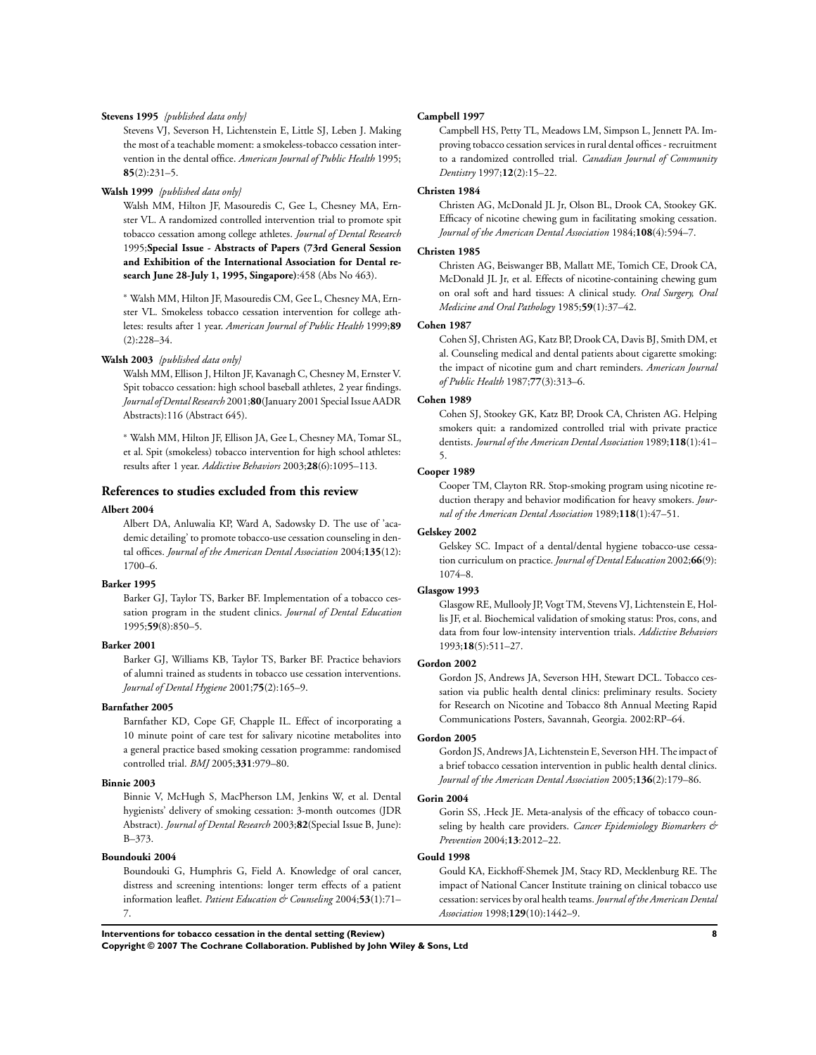**Stevens 1995** *{published data only}*

Stevens VJ, Severson H, Lichtenstein E, Little SJ, Leben J. Making the most of a teachable moment: a smokeless-tobacco cessation intervention in the dental office. *American Journal of Public Health* 1995; **85**(2):231–5.

**Walsh 1999** *{published data only}*

Walsh MM, Hilton JF, Masouredis C, Gee L, Chesney MA, Ernster VL. A randomized controlled intervention trial to promote spit tobacco cessation among college athletes. *Journal of Dental Research* 1995;**Special Issue - Abstracts of Papers (73rd General Session and Exhibition of the International Association for Dental research June 28-July 1, 1995, Singapore)**:458 (Abs No 463).

* Walsh MM, Hilton JF, Masouredis CM, Gee L, Chesney MA, Ernster VL. Smokeless tobacco cessation intervention for college athletes: results after 1 year. *American Journal of Public Health* 1999;**89** (2):228–34.

**Walsh 2003** *{published data only}*

Walsh MM, Ellison J, Hilton JF, Kavanagh C, Chesney M, Ernster V. Spit tobacco cessation: high school baseball athletes, 2 year findings. *Journal of Dental Research* 2001;**80**(January 2001 Special Issue AADR Abstracts):116 (Abstract 645).

* Walsh MM, Hilton JF, Ellison JA, Gee L, Chesney MA, Tomar SL, et al. Spit (smokeless) tobacco intervention for high school athletes: results after 1 year. *Addictive Behaviors* 2003;**28**(6):1095–113.

## References to studies excluded from this review

**Albert 2004**

Albert DA, Anluwalia KP, Ward A, Sadowsky D. The use of 'academic detailing' to promote tobacco-use cessation counseling in dental offices. *Journal of the American Dental Association* 2004;**135**(12): 1700–6.

**Barker 1995**

Barker GJ, Taylor TS, Barker BF. Implementation of a tobacco cessation program in the student clinics. *Journal of Dental Education* 1995;**59**(8):850–5.

**Barker 2001**

Barker GJ, Williams KB, Taylor TS, Barker BF. Practice behaviors of alumni trained as students in tobacco use cessation interventions. *Journal of Dental Hygiene* 2001;**75**(2):165–9.

**Barnfather 2005**

Barnfather KD, Cope GF, Chapple IL. Effect of incorporating a 10 minute point of care test for salivary nicotine metabolites into a general practice based smoking cessation programme: randomised controlled trial. *BMJ* 2005;**331**:979–80.

**Binnie 2003**

Binnie V, McHugh S, MacPherson LM, Jenkins W, et al. Dental hygienists' delivery of smoking cessation: 3-month outcomes (JDR Abstract). *Journal of Dental Research* 2003;**82**(Special Issue B, June): B–373.

**Boundouki 2004**

Boundouki G, Humphris G, Field A. Knowledge of oral cancer, distress and screening intentions: longer term effects of a patient information leaflet. *Patient Education & Counseling* 2004;**53**(1):71–7.

**Campbell 1997**

Campbell HS, Petty TL, Meadows LM, Simpson L, Jennett PA. Improving tobacco cessation services in rural dental offices - recruitment to a randomized controlled trial. *Canadian Journal of Community Dentistry* 1997;**12**(2):15–22.

**Christen 1984**

Christen AG, McDonald JL Jr, Olson BL, Drook CA, Stookey GK. Efficacy of nicotine chewing gum in facilitating smoking cessation. *Journal of the American Dental Association* 1984;**108**(4):594–7.

**Christen 1985**

Christen AG, Beiswanger BB, Mallatt ME, Tomich CE, Drook CA, McDonald JL Jr, et al. Effects of nicotine-containing chewing gum on oral soft and hard tissues: A clinical study. *Oral Surgery, Oral Medicine and Oral Pathology* 1985;**59**(1):37–42.

**Cohen 1987**

Cohen SJ, Christen AG, Katz BP, Drook CA, Davis BJ, Smith DM, et al. Counseling medical and dental patients about cigarette smoking: the impact of nicotine gum and chart reminders. *American Journal of Public Health* 1987;**77**(3):313–6.

**Cohen 1989**

Cohen SJ, Stookey GK, Katz BP, Drook CA, Christen AG. Helping smokers quit: a randomized controlled trial with private practice dentists. *Journal of the American Dental Association* 1989;**118**(1):41–5.

**Cooper 1989**

Cooper TM, Clayton RR. Stop-smoking program using nicotine reduction therapy and behavior modification for heavy smokers. *Journal of the American Dental Association* 1989;**118**(1):47–51.

**Gelskey 2002**

Gelskey SC. Impact of a dental/dental hygiene tobacco-use cessation curriculum on practice. *Journal of Dental Education* 2002;**66**(9): 1074–8.

**Glasgow 1993**

Glasgow RE, Mullooly JP, Vogt TM, Stevens VJ, Lichtenstein E, Hollis JF, et al. Biochemical validation of smoking status: Pros, cons, and data from four low-intensity intervention trials. *Addictive Behaviors* 1993;**18**(5):511–27.

**Gordon 2002**

Gordon JS, Andrews JA, Severson HH, Stewart DCL. Tobacco cessation via public health dental clinics: preliminary results. Society for Research on Nicotine and Tobacco 8th Annual Meeting Rapid Communications Posters, Savannah, Georgia. 2002:RP–64.

**Gordon 2005**

Gordon JS, Andrews JA, Lichtenstein E, Severson HH. The impact of a brief tobacco cessation intervention in public health dental clinics. *Journal of the American Dental Association* 2005;**136**(2):179–86.

**Gorin 2004**

Gorin SS, .Heck JE. Meta-analysis of the efficacy of tobacco counseling by health care providers. *Cancer Epidemiology Biomarkers & Prevention* 2004;**13**:2012–22.

**Gould 1998**

Gould KA, Eickhoff-Shemek JM, Stacy RD, Mecklenburg RE. The impact of National Cancer Institute training on clinical tobacco use cessation: services by oral health teams. *Journal of the American Dental Association* 1998;**129**(10):1442–9.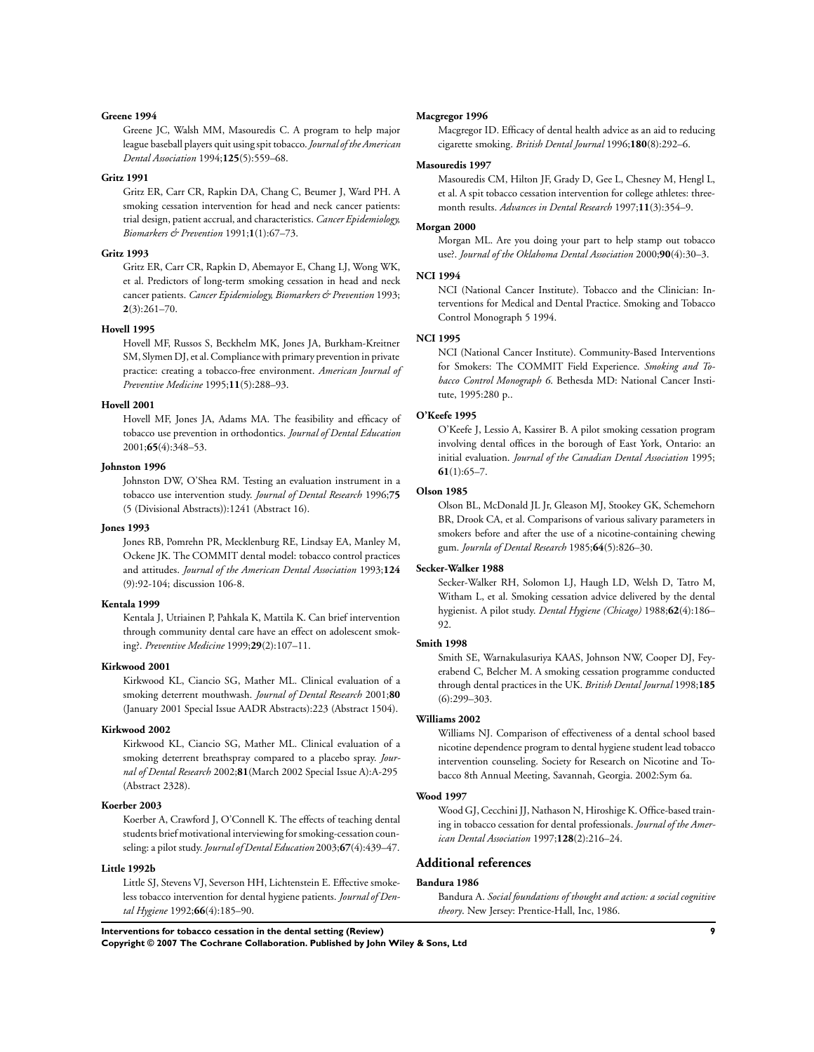**Greene 1994**

Greene JC, Walsh MM, Masouredis C. A program to help major league baseball players quit using spit tobacco. *Journal of the American Dental Association* 1994;**125**(5):559–68.

**Gritz 1991**

Gritz ER, Carr CR, Rapkin DA, Chang C, Beumer J, Ward PH. A smoking cessation intervention for head and neck cancer patients: trial design, patient accrual, and characteristics. *Cancer Epidemiology, Biomarkers & Prevention* 1991;**1**(1):67–73.

**Gritz 1993**

Gritz ER, Carr CR, Rapkin D, Abemayor E, Chang LJ, Wong WK, et al. Predictors of long-term smoking cessation in head and neck cancer patients. *Cancer Epidemiology, Biomarkers & Prevention* 1993;**2**(3):261–70.

**Hovell 1995**

Hovell MF, Russos S, Beckhelm MK, Jones JA, Burkham-Kreitner SM, Slymen DJ, et al. Compliance with primary prevention in private practice: creating a tobacco-free environment. *American Journal of Preventive Medicine* 1995;**11**(5):288–93.

**Hovell 2001**

Hovell MF, Jones JA, Adams MA. The feasibility and efficacy of tobacco use prevention in orthodontics. *Journal of Dental Education* 2001;**65**(4):348–53.

**Johnston 1996**

Johnston DW, O'Shea RM. Testing an evaluation instrument in a tobacco use intervention study. *Journal of Dental Research* 1996;**75**(5 (Divisional Abstracts)):1241 (Abstract 16).

**Jones 1993**

Jones RB, Pomrehn PR, Mecklenburg RE, Lindsay EA, Manley M, Ockene JK. The COMMIT dental model: tobacco control practices and attitudes. *Journal of the American Dental Association* 1993;**124**(9):92-104; discussion 106-8.

**Kentala 1999**

Kentala J, Utriainen P, Pahkala K, Mattila K. Can brief intervention through community dental care have an effect on adolescent smoking?. *Preventive Medicine* 1999;**29**(2):107–11.

**Kirkwood 2001**

Kirkwood KL, Ciancio SG, Mather ML. Clinical evaluation of a smoking deterrent mouthwash. *Journal of Dental Research* 2001;**80**(January 2001 Special Issue AADR Abstracts):223 (Abstract 1504).

**Kirkwood 2002**

Kirkwood KL, Ciancio SG, Mather ML. Clinical evaluation of a smoking deterrent breathspray compared to a placebo spray. *Journal of Dental Research* 2002;**81**(March 2002 Special Issue A):A-295 (Abstract 2328).

**Koerber 2003**

Koerber A, Crawford J, O'Connell K. The effects of teaching dental students brief motivational interviewing for smoking-cessation counseling: a pilot study. *Journal of Dental Education* 2003;**67**(4):439–47.

**Little 1992b**

Little SJ, Stevens VJ, Severson HH, Lichtenstein E. Effective smokeless tobacco intervention for dental hygiene patients. *Journal of Dental Hygiene* 1992;**66**(4):185–90.

**Macgregor 1996**

Macgregor ID. Efficacy of dental health advice as an aid to reducing cigarette smoking. *British Dental Journal* 1996;**180**(8):292–6.

**Masouredis 1997**

Masouredis CM, Hilton JF, Grady D, Gee L, Chesney M, Hengl L, et al. A spit tobacco cessation intervention for college athletes: three-month results. *Advances in Dental Research* 1997;**11**(3):354–9.

**Morgan 2000**

Morgan ML. Are you doing your part to help stamp out tobacco use?. *Journal of the Oklahoma Dental Association* 2000;**90**(4):30–3.

**NCI 1994**

NCI (National Cancer Institute). Tobacco and the Clinician: Interventions for Medical and Dental Practice. Smoking and Tobacco Control Monograph 5 1994.

**NCI 1995**

NCI (National Cancer Institute). Community-Based Interventions for Smokers: The COMMIT Field Experience. *Smoking and Tobacco Control Monograph 6*. Bethesda MD: National Cancer Institute, 1995:280 p..

**O'Keefe 1995**

O'Keefe J, Lessio A, Kassirer B. A pilot smoking cessation program involving dental offices in the borough of East York, Ontario: an initial evaluation. *Journal of the Canadian Dental Association* 1995;**61**(1):65–7.

**Olson 1985**

Olson BL, McDonald JL Jr, Gleason MJ, Stookey GK, Schemehorn BR, Drook CA, et al. Comparisons of various salivary parameters in smokers before and after the use of a nicotine-containing chewing gum. *Journla of Dental Research* 1985;**64**(5):826–30.

**Secker-Walker 1988**

Secker-Walker RH, Solomon LJ, Haugh LD, Welsh D, Tatro M, Witham L, et al. Smoking cessation advice delivered by the dental hygienist. A pilot study. *Dental Hygiene (Chicago)* 1988;**62**(4):186–92.

**Smith 1998**

Smith SE, Warnakulasuriya KAAS, Johnson NW, Cooper DJ, Feyerabend C, Belcher M. A smoking cessation programme conducted through dental practices in the UK. *British Dental Journal* 1998;**185**(6):299–303.

**Williams 2002**

Williams NJ. Comparison of effectiveness of a dental school based nicotine dependence program to dental hygiene student lead tobacco intervention counseling. Society for Research on Nicotine and Tobacco 8th Annual Meeting, Savannah, Georgia. 2002:Sym 6a.

**Wood 1997**

Wood GJ, Cecchini JJ, Nathason N, Hiroshige K. Office-based training in tobacco cessation for dental professionals. *Journal of the American Dental Association* 1997;**128**(2):216–24.

## Additional references

**Bandura 1986**

Bandura A. *Social foundations of thought and action: a social cognitive theory*. New Jersey: Prentice-Hall, Inc, 1986.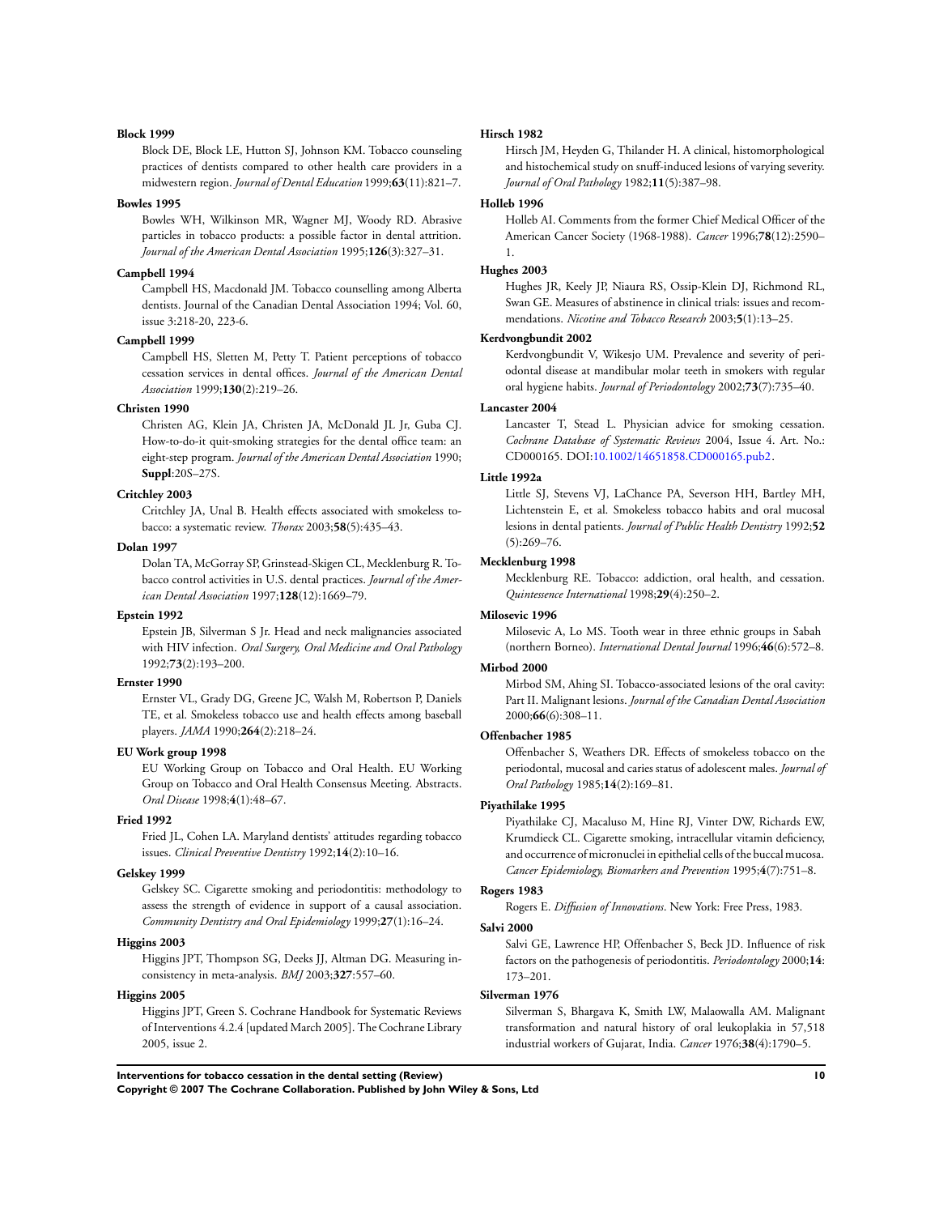**Block 1999**

Block DE, Block LE, Hutton SJ, Johnson KM. Tobacco counseling practices of dentists compared to other health care providers in a midwestern region. *Journal of Dental Education* 1999;**63**(11):821–7.

**Bowles 1995**

Bowles WH, Wilkinson MR, Wagner MJ, Woody RD. Abrasive particles in tobacco products: a possible factor in dental attrition. *Journal of the American Dental Association* 1995;**126**(3):327–31.

**Campbell 1994**

Campbell HS, Macdonald JM. Tobacco counselling among Alberta dentists. Journal of the Canadian Dental Association 1994; Vol. 60, issue 3:218-20, 223-6.

**Campbell 1999**

Campbell HS, Sletten M, Petty T. Patient perceptions of tobacco cessation services in dental offices. *Journal of the American Dental Association* 1999;**130**(2):219–26.

**Christen 1990**

Christen AG, Klein JA, Christen JA, McDonald JL Jr, Guba CJ. How-to-do-it quit-smoking strategies for the dental office team: an eight-step program. *Journal of the American Dental Association* 1990; **Suppl**:20S–27S.

**Critchley 2003**

Critchley JA, Unal B. Health effects associated with smokeless tobacco: a systematic review. *Thorax* 2003;**58**(5):435–43.

**Dolan 1997**

Dolan TA, McGorray SP, Grinstead-Skigen CL, Mecklenburg R. Tobacco control activities in U.S. dental practices. *Journal of the American Dental Association* 1997;**128**(12):1669–79.

**Epstein 1992**

Epstein JB, Silverman S Jr. Head and neck malignancies associated with HIV infection. *Oral Surgery, Oral Medicine and Oral Pathology* 1992;**73**(2):193–200.

**Ernster 1990**

Ernster VL, Grady DG, Greene JC, Walsh M, Robertson P, Daniels TE, et al. Smokeless tobacco use and health effects among baseball players. *JAMA* 1990;**264**(2):218–24.

**EU Work group 1998**

EU Working Group on Tobacco and Oral Health. EU Working Group on Tobacco and Oral Health Consensus Meeting. Abstracts. *Oral Disease* 1998;**4**(1):48–67.

**Fried 1992**

Fried JL, Cohen LA. Maryland dentists' attitudes regarding tobacco issues. *Clinical Preventive Dentistry* 1992;**14**(2):10–16.

**Gelskey 1999**

Gelskey SC. Cigarette smoking and periodontitis: methodology to assess the strength of evidence in support of a causal association. *Community Dentistry and Oral Epidemiology* 1999;**27**(1):16–24.

**Higgins 2003**

Higgins JPT, Thompson SG, Deeks JJ, Altman DG. Measuring inconsistency in meta-analysis. *BMJ* 2003;**327**:557–60.

**Higgins 2005**

Higgins JPT, Green S. Cochrane Handbook for Systematic Reviews of Interventions 4.2.4 [updated March 2005]. The Cochrane Library 2005, issue 2.

**Hirsch 1982**

Hirsch JM, Heyden G, Thilander H. A clinical, histomorphological and histochemical study on snuff-induced lesions of varying severity. *Journal of Oral Pathology* 1982;**11**(5):387–98.

**Holleb 1996**

Holleb AI. Comments from the former Chief Medical Officer of the American Cancer Society (1968-1988). *Cancer* 1996;**78**(12):2590–1.

**Hughes 2003**

Hughes JR, Keely JP, Niaura RS, Ossip-Klein DJ, Richmond RL, Swan GE. Measures of abstinence in clinical trials: issues and recommendations. *Nicotine and Tobacco Research* 2003;**5**(1):13–25.

**Kerdvongbundit 2002**

Kerdvongbundit V, Wikesjo UM. Prevalence and severity of periodontal disease at mandibular molar teeth in smokers with regular oral hygiene habits. *Journal of Periodontology* 2002;**73**(7):735–40.

**Lancaster 2004**

Lancaster T, Stead L. Physician advice for smoking cessation. *Cochrane Database of Systematic Reviews* 2004, Issue 4. Art. No.: CD000165. DOI:10.1002/14651858.CD000165.pub2.

**Little 1992a**

Little SJ, Stevens VJ, LaChance PA, Severson HH, Bartley MH, Lichtenstein E, et al. Smokeless tobacco habits and oral mucosal lesions in dental patients. *Journal of Public Health Dentistry* 1992;**52**(5):269–76.

**Mecklenburg 1998**

Mecklenburg RE. Tobacco: addiction, oral health, and cessation. *Quintessence International* 1998;**29**(4):250–2.

**Milosevic 1996**

Milosevic A, Lo MS. Tooth wear in three ethnic groups in Sabah (northern Borneo). *International Dental Journal* 1996;**46**(6):572–8.

**Mirbod 2000**

Mirbod SM, Ahing SI. Tobacco-associated lesions of the oral cavity: Part II. Malignant lesions. *Journal of the Canadian Dental Association* 2000;**66**(6):308–11.

**Offenbacher 1985**

Offenbacher S, Weathers DR. Effects of smokeless tobacco on the periodontal, mucosal and caries status of adolescent males. *Journal of Oral Pathology* 1985;**14**(2):169–81.

**Piyathilake 1995**

Piyathilake CJ, Macaluso M, Hine RJ, Vinter DW, Richards EW, Krumdieck CL. Cigarette smoking, intracellular vitamin deficiency, and occurrence of micronuclei in epithelial cells of the buccal mucosa. *Cancer Epidemiology, Biomarkers and Prevention* 1995;**4**(7):751–8.

**Rogers 1983**

Rogers E. *Diffusion of Innovations*. New York: Free Press, 1983.

**Salvi 2000**

Salvi GE, Lawrence HP, Offenbacher S, Beck JD. Influence of risk factors on the pathogenesis of periodontitis. *Periodontology* 2000;**14**: 173–201.

**Silverman 1976**

Silverman S, Bhargava K, Smith LW, Malaowalla AM. Malignant transformation and natural history of oral leukoplakia in 57,518 industrial workers of Gujarat, India. *Cancer* 1976;**38**(4):1790–5.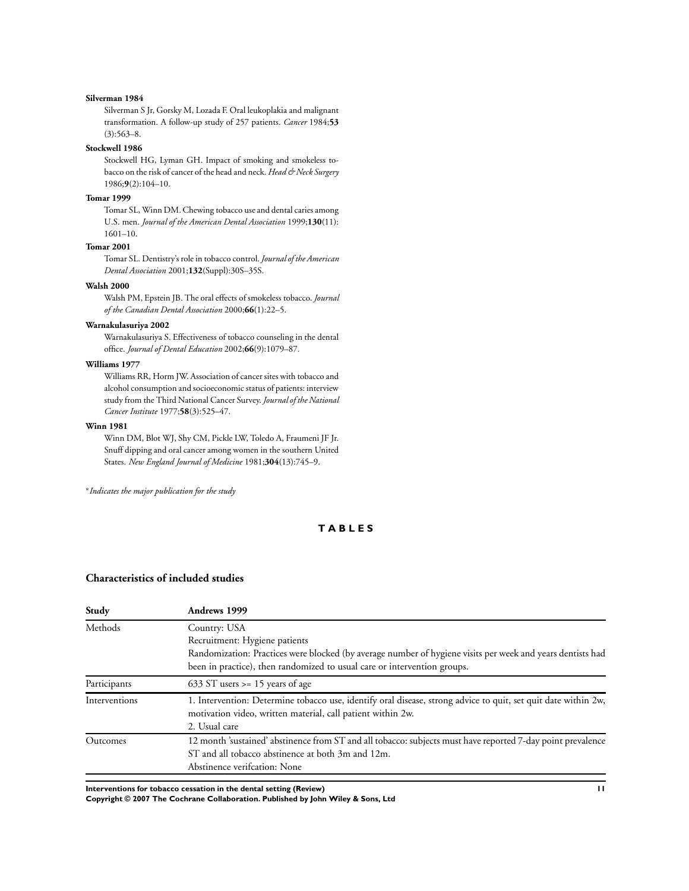**Silverman 1984**

Silverman S Jr, Gorsky M, Lozada F. Oral leukoplakia and malignant transformation. A follow-up study of 257 patients. *Cancer* 1984;**53**(3):563–8.

**Stockwell 1986**

Stockwell HG, Lyman GH. Impact of smoking and smokeless tobacco on the risk of cancer of the head and neck. *Head & Neck Surgery* 1986;**9**(2):104–10.

**Tomar 1999**

Tomar SL, Winn DM. Chewing tobacco use and dental caries among U.S. men. *Journal of the American Dental Association* 1999;**130**(11):1601–10.

**Tomar 2001**

Tomar SL. Dentistry's role in tobacco control. *Journal of the American Dental Association* 2001;**132**(Suppl):30S–35S.

**Walsh 2000**

Walsh PM, Epstein JB. The oral effects of smokeless tobacco. *Journal of the Canadian Dental Association* 2000;**66**(1):22–5.

**Warnakulasuriya 2002**

Warnakulasuriya S. Effectiveness of tobacco counseling in the dental office. *Journal of Dental Education* 2002;**66**(9):1079–87.

**Williams 1977**

Williams RR, Horm JW. Association of cancer sites with tobacco and alcohol consumption and socioeconomic status of patients: interview study from the Third National Cancer Survey. *Journal of the National Cancer Institute* 1977;**58**(3):525–47.

**Winn 1981**

Winn DM, Blot WJ, Shy CM, Pickle LW, Toledo A, Fraumeni JF Jr. Snuff dipping and oral cancer among women in the southern United States. *New England Journal of Medicine* 1981;**304**(13):745–9.

* *Indicates the major publication for the study*

# TABLES

## Characteristics of included studies

| Study | Andrews 1999 |
|---|---|
| Methods | Country: USA<br>Recruitment: Hygiene patients<br>Randomization: Practices were blocked (by average number of hygiene visits per week and years dentists had been in practice), then randomized to usual care or intervention groups. |
| Participants | 633 ST users >= 15 years of age |
| Interventions | 1. Intervention: Determine tobacco use, identify oral disease, strong advice to quit, set quit date within 2w, motivation video, written material, call patient within 2w.<br>2. Usual care |
| Outcomes | 12 month 'sustained' abstinence from ST and all tobacco: subjects must have reported 7-day point prevalence ST and all tobacco abstinence at both 3m and 12m.<br>Abstinence verifcation: None |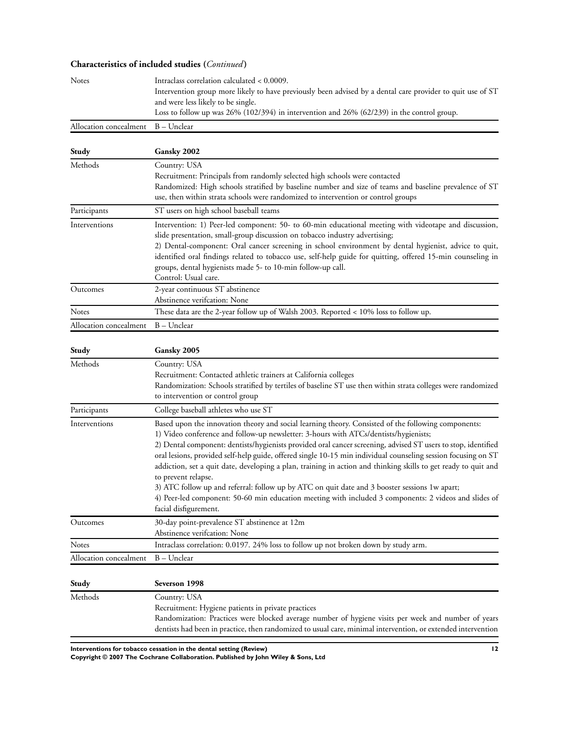**Characteristics of included studies** (*Continued*)

| | |
|---|---|
| Notes | Intraclass correlation calculated < 0.0009.<br>Intervention group more likely to have previously been advised by a dental care provider to quit use of ST and were less likely to be single.<br>Loss to follow up was 26% (102/394) in intervention and 26% (62/239) in the control group. |
| Allocation concealment | B – Unclear |

| Study | Gansky 2002 |
|---|---|
| Methods | Country: USA<br>Recruitment: Principals from randomly selected high schools were contacted<br>Randomized: High schools stratified by baseline number and size of teams and baseline prevalence of ST use, then within strata schools were randomized to intervention or control groups |
| Participants | ST users on high school baseball teams |
| Interventions | Intervention: 1) Peer-led component: 50- to 60-min educational meeting with videotape and discussion, slide presentation, small-group discussion on tobacco industry advertising;<br>2) Dental-component: Oral cancer screening in school environment by dental hygienist, advice to quit, identified oral findings related to tobacco use, self-help guide for quitting, offered 15-min counseling in groups, dental hygienists made 5- to 10-min follow-up call.<br>Control: Usual care. |
| Outcomes | 2-year continuous ST abstinence<br>Abstinence verifcation: None |
| Notes | These data are the 2-year follow up of Walsh 2003. Reported < 10% loss to follow up. |
| Allocation concealment | B – Unclear |

| Study | Gansky 2005 |
|---|---|
| Methods | Country: USA<br>Recruitment: Contacted athletic trainers at California colleges<br>Randomization: Schools stratified by tertiles of baseline ST use then within strata colleges were randomized to intervention or control group |
| Participants | College baseball athletes who use ST |
| Interventions | Based upon the innovation theory and social learning theory. Consisted of the following components:<br>1) Video conference and follow-up newsletter: 3-hours with ATCs/dentists/hygienists;<br>2) Dental component: dentists/hygienists provided oral cancer screening, advised ST users to stop, identified oral lesions, provided self-help guide, offered single 10-15 min individual counseling session focusing on ST addiction, set a quit date, developing a plan, training in action and thinking skills to get ready to quit and to prevent relapse.<br>3) ATC follow up and referral: follow up by ATC on quit date and 3 booster sessions 1w apart;<br>4) Peer-led component: 50-60 min education meeting with included 3 components: 2 videos and slides of facial disfigurement. |
| Outcomes | 30-day point-prevalence ST abstinence at 12m<br>Abstinence verifcation: None |
| Notes | Intraclass correlation: 0.0197. 24% loss to follow up not broken down by study arm. |
| Allocation concealment | B – Unclear |

| Study | Severson 1998 |
|---|---|
| Methods | Country: USA<br>Recruitment: Hygiene patients in private practices<br>Randomization: Practices were blocked average number of hygiene visits per week and number of years dentists had been in practice, then randomized to usual care, minimal intervention, or extended intervention |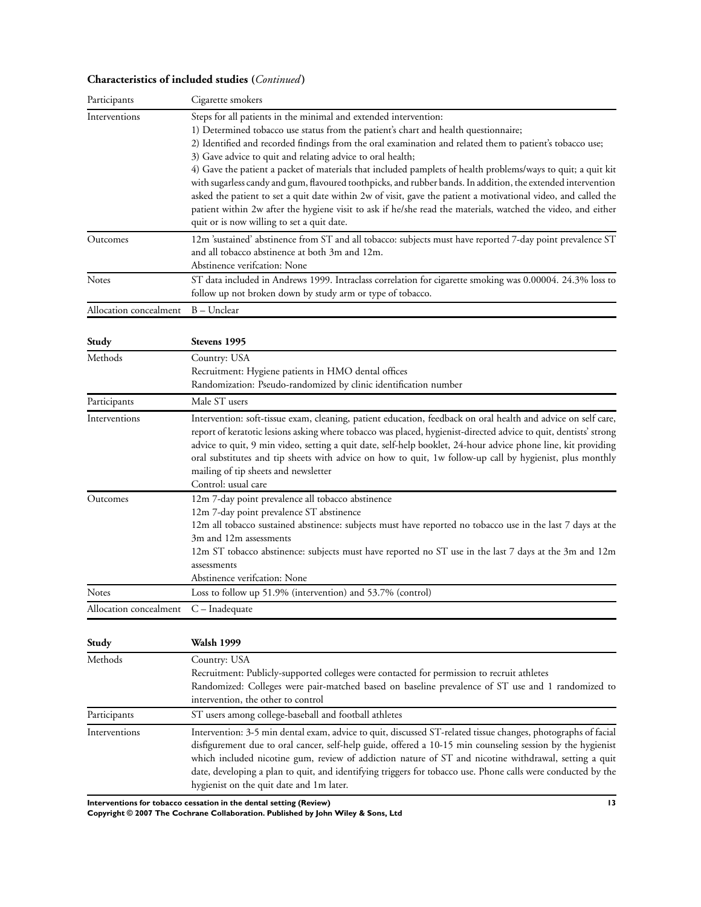**Characteristics of included studies** (*Continued*)

| | |
|---|---|
| Participants | Cigarette smokers |
| Interventions | Steps for all patients in the minimal and extended intervention:<br>1) Determined tobacco use status from the patient's chart and health questionnaire;<br>2) Identified and recorded findings from the oral examination and related them to patient's tobacco use;<br>3) Gave advice to quit and relating advice to oral health;<br>4) Gave the patient a packet of materials that included pamplets of health problems/ways to quit; a quit kit with sugarless candy and gum, flavoured toothpicks, and rubber bands. In addition, the extended intervention asked the patient to set a quit date within 2w of visit, gave the patient a motivational video, and called the patient within 2w after the hygiene visit to ask if he/she read the materials, watched the video, and either quit or is now willing to set a quit date. |
| Outcomes | 12m 'sustained' abstinence from ST and all tobacco: subjects must have reported 7-day point prevalence ST and all tobacco abstinence at both 3m and 12m.<br>Abstinence verifcation: None |
| Notes | ST data included in Andrews 1999. Intraclass correlation for cigarette smoking was 0.00004. 24.3% loss to follow up not broken down by study arm or type of tobacco. |
| Allocation concealment | B – Unclear |

| Study | Stevens 1995 |
|---|---|
| Methods | Country: USA<br>Recruitment: Hygiene patients in HMO dental offices<br>Randomization: Pseudo-randomized by clinic identification number |
| Participants | Male ST users |
| Interventions | Intervention: soft-tissue exam, cleaning, patient education, feedback on oral health and advice on self care, report of keratotic lesions asking where tobacco was placed, hygienist-directed advice to quit, dentists' strong advice to quit, 9 min video, setting a quit date, self-help booklet, 24-hour advice phone line, kit providing oral substitutes and tip sheets with advice on how to quit, 1w follow-up call by hygienist, plus monthly mailing of tip sheets and newsletter<br>Control: usual care |
| Outcomes | 12m 7-day point prevalence all tobacco abstinence<br>12m 7-day point prevalence ST abstinence<br>12m all tobacco sustained abstinence: subjects must have reported no tobacco use in the last 7 days at the 3m and 12m assessments<br>12m ST tobacco abstinence: subjects must have reported no ST use in the last 7 days at the 3m and 12m assessments<br>Abstinence verifcation: None |
| Notes | Loss to follow up 51.9% (intervention) and 53.7% (control) |
| Allocation concealment | C – Inadequate |

| Study | Walsh 1999 |
|---|---|
| Methods | Country: USA<br>Recruitment: Publicly-supported colleges were contacted for permission to recruit athletes<br>Randomized: Colleges were pair-matched based on baseline prevalence of ST use and 1 randomized to intervention, the other to control |
| Participants | ST users among college-baseball and football athletes |
| Interventions | Intervention: 3-5 min dental exam, advice to quit, discussed ST-related tissue changes, photographs of facial disfigurement due to oral cancer, self-help guide, offered a 10-15 min counseling session by the hygienist which included nicotine gum, review of addiction nature of ST and nicotine withdrawal, setting a quit date, developing a plan to quit, and identifying triggers for tobacco use. Phone calls were conducted by the hygienist on the quit date and 1m later. |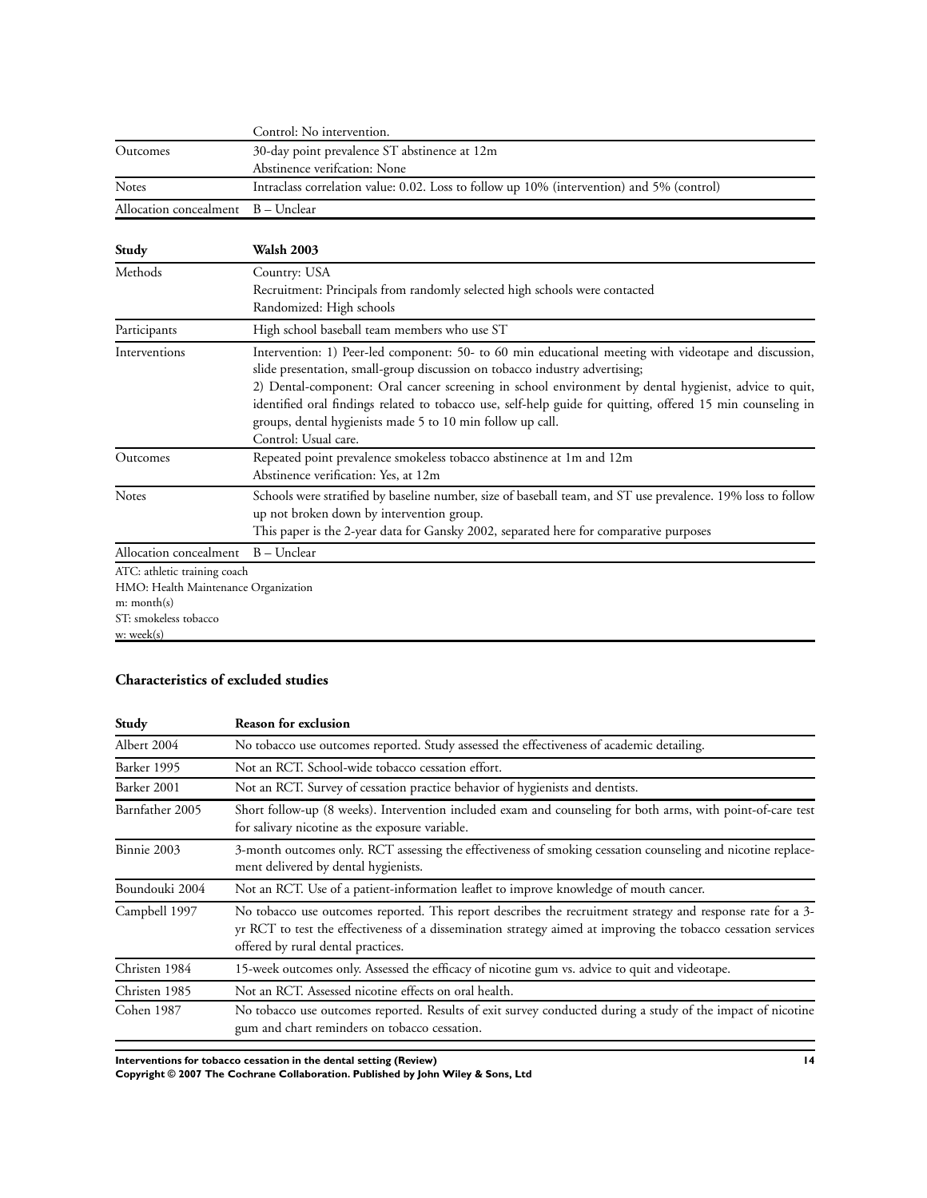| | |
|---|---|
| | Control: No intervention. |
| Outcomes | 30-day point prevalence ST abstinence at 12m<br>Abstinence verifcation: None |
| Notes | Intraclass correlation value: 0.02. Loss to follow up 10% (intervention) and 5% (control) |
| Allocation concealment | B – Unclear |

| Study | Walsh 2003 |
|---|---|
| Methods | Country: USA<br>Recruitment: Principals from randomly selected high schools were contacted<br>Randomized: High schools |
| Participants | High school baseball team members who use ST |
| Interventions | Intervention: 1) Peer-led component: 50- to 60 min educational meeting with videotape and discussion, slide presentation, small-group discussion on tobacco industry advertising;<br>2) Dental-component: Oral cancer screening in school environment by dental hygienist, advice to quit, identified oral findings related to tobacco use, self-help guide for quitting, offered 15 min counseling in groups, dental hygienists made 5 to 10 min follow up call.<br>Control: Usual care. |
| Outcomes | Repeated point prevalence smokeless tobacco abstinence at 1m and 12m<br>Abstinence verification: Yes, at 12m |
| Notes | Schools were stratified by baseline number, size of baseball team, and ST use prevalence. 19% loss to follow up not broken down by intervention group.<br>This paper is the 2-year data for Gansky 2002, separated here for comparative purposes |
| Allocation concealment | B – Unclear |

ATC: athletic training coach
HMO: Health Maintenance Organization
m: month(s)
ST: smokeless tobacco
w: week(s)

### Characteristics of excluded studies

| Study | Reason for exclusion |
|---|---|
| Albert 2004 | No tobacco use outcomes reported. Study assessed the effectiveness of academic detailing. |
| Barker 1995 | Not an RCT. School-wide tobacco cessation effort. |
| Barker 2001 | Not an RCT. Survey of cessation practice behavior of hygienists and dentists. |
| Barnfather 2005 | Short follow-up (8 weeks). Intervention included exam and counseling for both arms, with point-of-care test for salivary nicotine as the exposure variable. |
| Binnie 2003 | 3-month outcomes only. RCT assessing the effectiveness of smoking cessation counseling and nicotine replacement delivered by dental hygienists. |
| Boundouki 2004 | Not an RCT. Use of a patient-information leaflet to improve knowledge of mouth cancer. |
| Campbell 1997 | No tobacco use outcomes reported. This report describes the recruitment strategy and response rate for a 3-yr RCT to test the effectiveness of a dissemination strategy aimed at improving the tobacco cessation services offered by rural dental practices. |
| Christen 1984 | 15-week outcomes only. Assessed the efficacy of nicotine gum vs. advice to quit and videotape. |
| Christen 1985 | Not an RCT. Assessed nicotine effects on oral health. |
| Cohen 1987 | No tobacco use outcomes reported. Results of exit survey conducted during a study of the impact of nicotine gum and chart reminders on tobacco cessation. |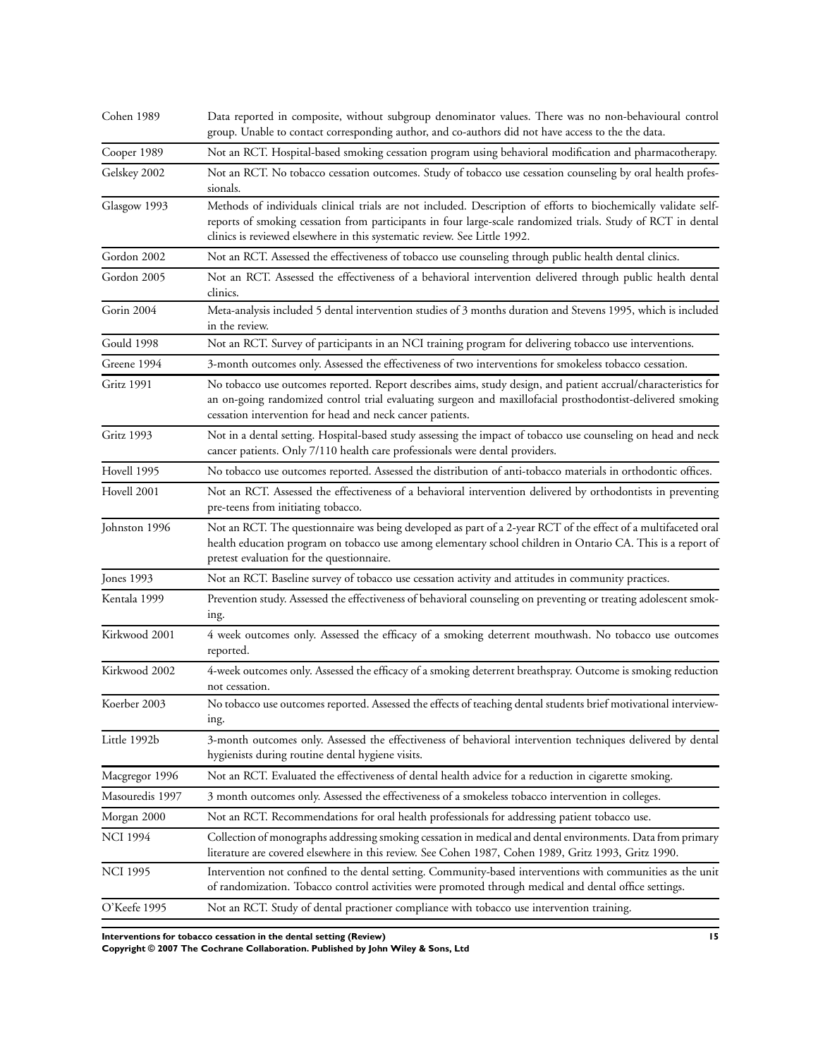| | |
|---|---|
| Cohen 1989 | Data reported in composite, without subgroup denominator values. There was no non-behavioural control group. Unable to contact corresponding author, and co-authors did not have access to the the data. |
| Cooper 1989 | Not an RCT. Hospital-based smoking cessation program using behavioral modification and pharmacotherapy. |
| Gelskey 2002 | Not an RCT. No tobacco cessation outcomes. Study of tobacco use cessation counseling by oral health professionals. |
| Glasgow 1993 | Methods of individuals clinical trials are not included. Description of efforts to biochemically validate self-reports of smoking cessation from participants in four large-scale randomized trials. Study of RCT in dental clinics is reviewed elsewhere in this systematic review. See Little 1992. |
| Gordon 2002 | Not an RCT. Assessed the effectiveness of tobacco use counseling through public health dental clinics. |
| Gordon 2005 | Not an RCT. Assessed the effectiveness of a behavioral intervention delivered through public health dental clinics. |
| Gorin 2004 | Meta-analysis included 5 dental intervention studies of 3 months duration and Stevens 1995, which is included in the review. |
| Gould 1998 | Not an RCT. Survey of participants in an NCI training program for delivering tobacco use interventions. |
| Greene 1994 | 3-month outcomes only. Assessed the effectiveness of two interventions for smokeless tobacco cessation. |
| Gritz 1991 | No tobacco use outcomes reported. Report describes aims, study design, and patient accrual/characteristics for an on-going randomized control trial evaluating surgeon and maxillofacial prosthodontist-delivered smoking cessation intervention for head and neck cancer patients. |
| Gritz 1993 | Not in a dental setting. Hospital-based study assessing the impact of tobacco use counseling on head and neck cancer patients. Only 7/110 health care professionals were dental providers. |
| Hovell 1995 | No tobacco use outcomes reported. Assessed the distribution of anti-tobacco materials in orthodontic offices. |
| Hovell 2001 | Not an RCT. Assessed the effectiveness of a behavioral intervention delivered by orthodontists in preventing pre-teens from initiating tobacco. |
| Johnston 1996 | Not an RCT. The questionnaire was being developed as part of a 2-year RCT of the effect of a multifaceted oral health education program on tobacco use among elementary school children in Ontario CA. This is a report of pretest evaluation for the questionnaire. |
| Jones 1993 | Not an RCT. Baseline survey of tobacco use cessation activity and attitudes in community practices. |
| Kentala 1999 | Prevention study. Assessed the effectiveness of behavioral counseling on preventing or treating adolescent smoking. |
| Kirkwood 2001 | 4 week outcomes only. Assessed the efficacy of a smoking deterrent mouthwash. No tobacco use outcomes reported. |
| Kirkwood 2002 | 4-week outcomes only. Assessed the efficacy of a smoking deterrent breathspray. Outcome is smoking reduction not cessation. |
| Koerber 2003 | No tobacco use outcomes reported. Assessed the effects of teaching dental students brief motivational interviewing. |
| Little 1992b | 3-month outcomes only. Assessed the effectiveness of behavioral intervention techniques delivered by dental hygienists during routine dental hygiene visits. |
| Macgregor 1996 | Not an RCT. Evaluated the effectiveness of dental health advice for a reduction in cigarette smoking. |
| Masouredis 1997 | 3 month outcomes only. Assessed the effectiveness of a smokeless tobacco intervention in colleges. |
| Morgan 2000 | Not an RCT. Recommendations for oral health professionals for addressing patient tobacco use. |
| NCI 1994 | Collection of monographs addressing smoking cessation in medical and dental environments. Data from primary literature are covered elsewhere in this review. See Cohen 1987, Cohen 1989, Gritz 1993, Gritz 1990. |
| NCI 1995 | Intervention not confined to the dental setting. Community-based interventions with communities as the unit of randomization. Tobacco control activities were promoted through medical and dental office settings. |
| O'Keefe 1995 | Not an RCT. Study of dental practioner compliance with tobacco use intervention training. |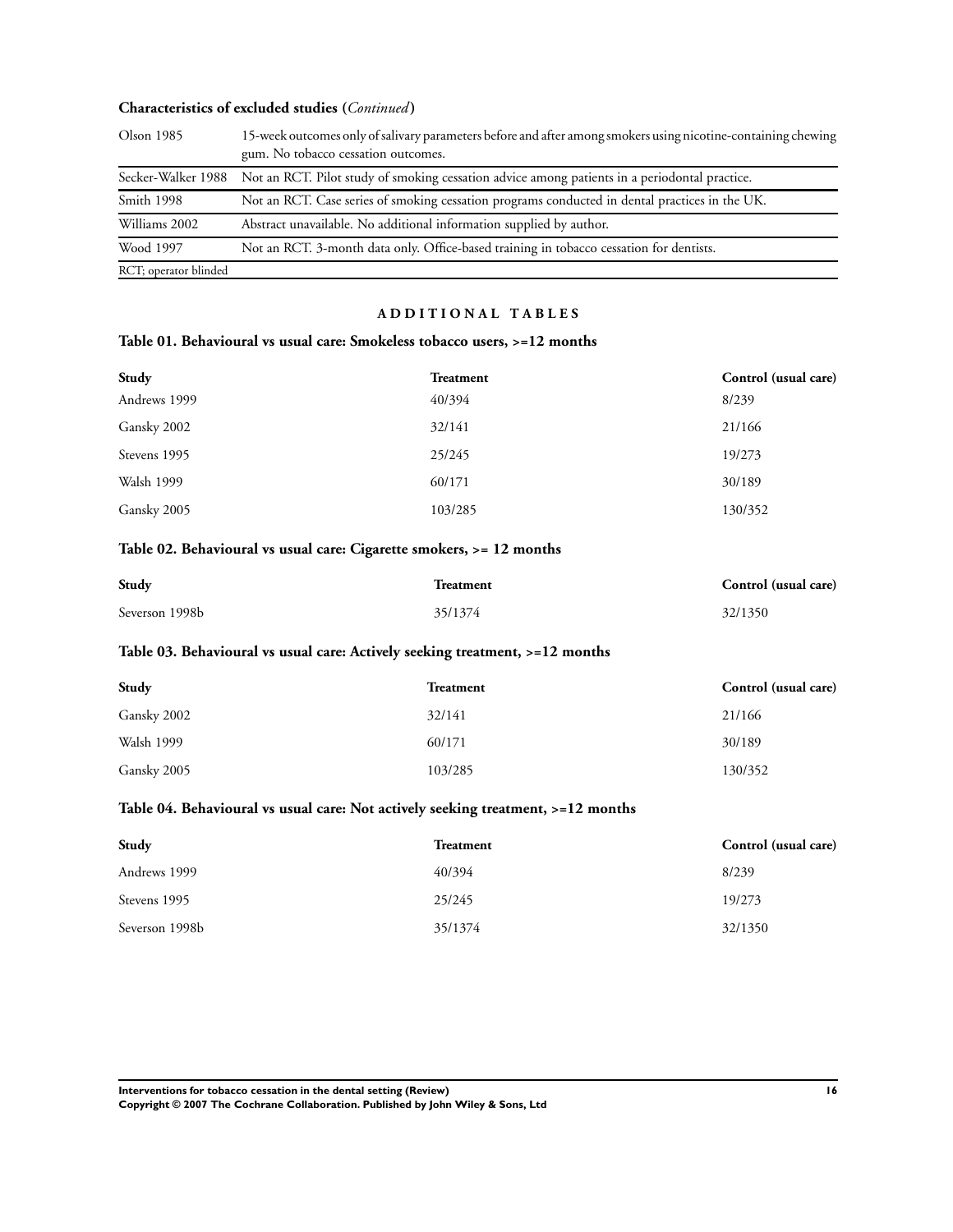**Characteristics of excluded studies (*Continued*)**

| | |
|---|---|
| Olson 1985 | 15-week outcomes only of salivary parameters before and after among smokers using nicotine-containing chewing gum. No tobacco cessation outcomes. |
| Secker-Walker 1988 | Not an RCT. Pilot study of smoking cessation advice among patients in a periodontal practice. |
| Smith 1998 | Not an RCT. Case series of smoking cessation programs conducted in dental practices in the UK. |
| Williams 2002 | Abstract unavailable. No additional information supplied by author. |
| Wood 1997 | Not an RCT. 3-month data only. Office-based training in tobacco cessation for dentists. |
| RCT; operator blinded | |

## ADDITIONAL TABLES

### Table 01. Behavioural vs usual care: Smokeless tobacco users, >=12 months

| Study | Treatment | Control (usual care) |
|---|---|---|
| Andrews 1999 | 40/394 | 8/239 |
| Gansky 2002 | 32/141 | 21/166 |
| Stevens 1995 | 25/245 | 19/273 |
| Walsh 1999 | 60/171 | 30/189 |
| Gansky 2005 | 103/285 | 130/352 |

### Table 02. Behavioural vs usual care: Cigarette smokers, >= 12 months

| Study | Treatment | Control (usual care) |
|---|---|---|
| Severson 1998b | 35/1374 | 32/1350 |

### Table 03. Behavioural vs usual care: Actively seeking treatment, >=12 months

| Study | Treatment | Control (usual care) |
|---|---|---|
| Gansky 2002 | 32/141 | 21/166 |
| Walsh 1999 | 60/171 | 30/189 |
| Gansky 2005 | 103/285 | 130/352 |

### Table 04. Behavioural vs usual care: Not actively seeking treatment, >=12 months

| Study | Treatment | Control (usual care) |
|---|---|---|
| Andrews 1999 | 40/394 | 8/239 |
| Stevens 1995 | 25/245 | 19/273 |
| Severson 1998b | 35/1374 | 32/1350 |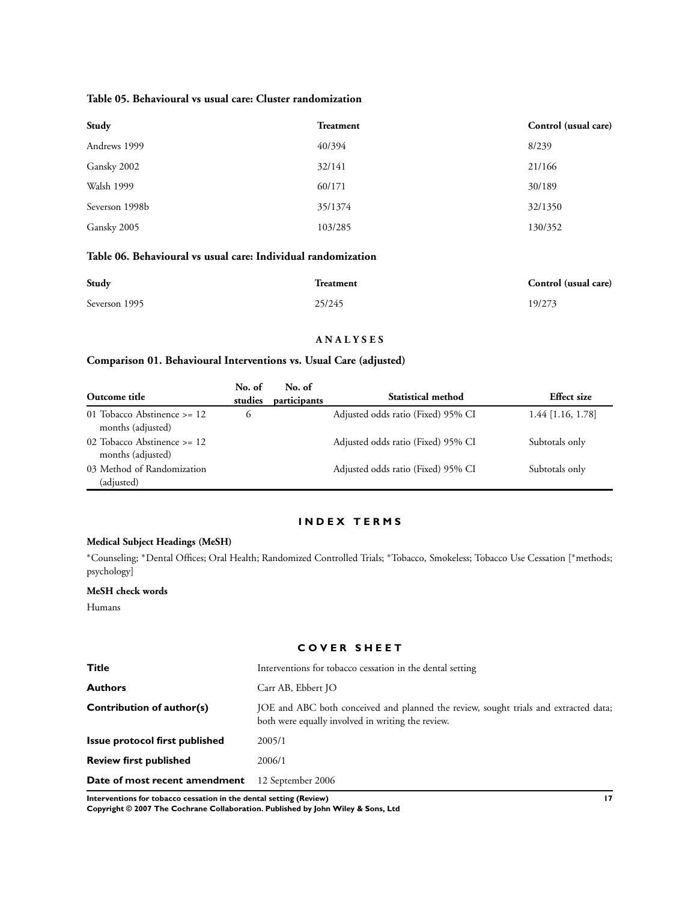### Table 05. Behavioural vs usual care: Cluster randomization

| Study | Treatment | Control (usual care) |
|---|---|---|
| Andrews 1999 | 40/394 | 8/239 |
| Gansky 2002 | 32/141 | 21/166 |
| Walsh 1999 | 60/171 | 30/189 |
| Severson 1998b | 35/1374 | 32/1350 |
| Gansky 2005 | 103/285 | 130/352 |

### Table 06. Behavioural vs usual care: Individual randomization

| Study | Treatment | Control (usual care) |
|---|---|---|
| Severson 1995 | 25/245 | 19/273 |

## ANALYSES

### Comparison 01. Behavioural Interventions vs. Usual Care (adjusted)

| Outcome title | No. of studies | No. of participants | Statistical method | Effect size |
|---|---|---|---|---|
| 01 Tobacco Abstinence >= 12 months (adjusted) | 6 | | Adjusted odds ratio (Fixed) 95% CI | 1.44 [1.16, 1.78] |
| 02 Tobacco Abstinence >= 12 months (adjusted) | | | Adjusted odds ratio (Fixed) 95% CI | Subtotals only |
| 03 Method of Randomization (adjusted) | | | Adjusted odds ratio (Fixed) 95% CI | Subtotals only |

## INDEX TERMS

### Medical Subject Headings (MeSH)

*Counseling; *Dental Offices; Oral Health; Randomized Controlled Trials; *Tobacco, Smokeless; Tobacco Use Cessation [*methods; psychology]

### MeSH check words

Humans

## COVER SHEET

| | |
|---|---|
| **Title** | Interventions for tobacco cessation in the dental setting |
| **Authors** | Carr AB, Ebbert JO |
| **Contribution of author(s)** | JOE and ABC both conceived and planned the review, sought trials and extracted data; both were equally involved in writing the review. |
| **Issue protocol first published** | 2005/1 |
| **Review first published** | 2006/1 |
| **Date of most recent amendment** | 12 September 2006 |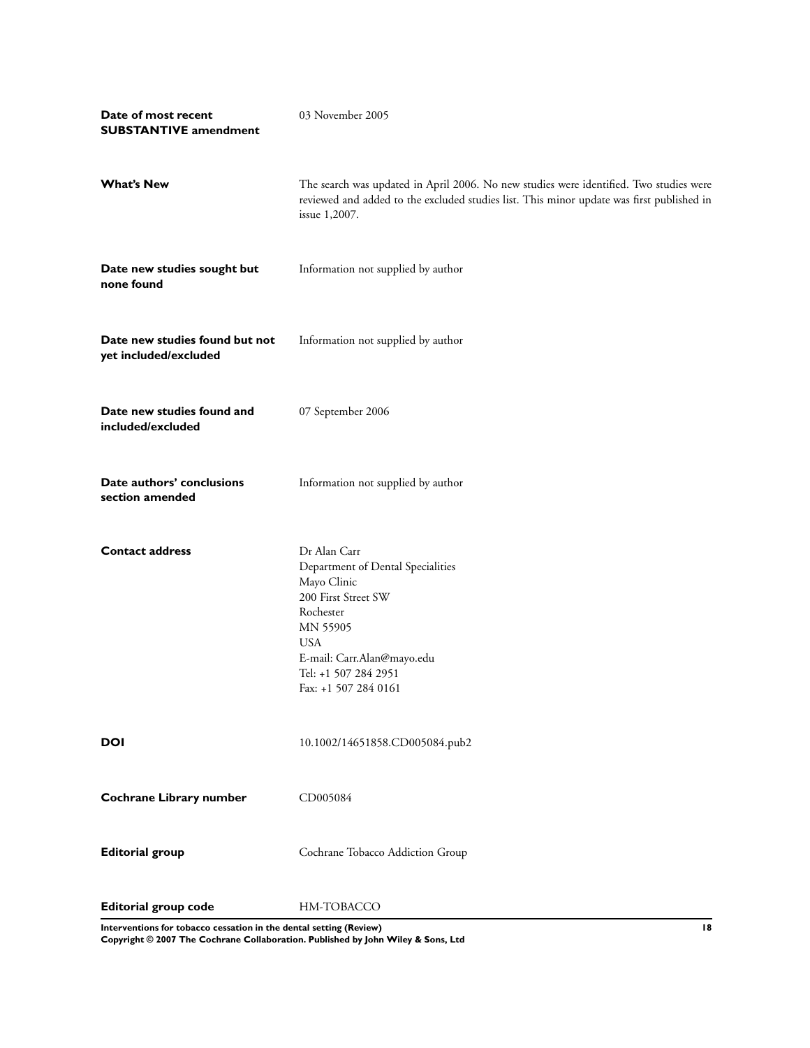| | |
|---|---|
| **Date of most recent SUBSTANTIVE amendment** | 03 November 2005 |
| **What's New** | The search was updated in April 2006. No new studies were identified. Two studies were reviewed and added to the excluded studies list. This minor update was first published in issue 1,2007. |
| **Date new studies sought but none found** | Information not supplied by author |
| **Date new studies found but not yet included/excluded** | Information not supplied by author |
| **Date new studies found and included/excluded** | 07 September 2006 |
| **Date authors' conclusions section amended** | Information not supplied by author |
| **Contact address** | Dr Alan Carr<br>Department of Dental Specialities<br>Mayo Clinic<br>200 First Street SW<br>Rochester<br>MN 55905<br>USA<br>E-mail: Carr.Alan@mayo.edu<br>Tel: +1 507 284 2951<br>Fax: +1 507 284 0161 |
| **DOI** | 10.1002/14651858.CD005084.pub2 |
| **Cochrane Library number** | CD005084 |
| **Editorial group** | Cochrane Tobacco Addiction Group |
| **Editorial group code** | HM-TOBACCO |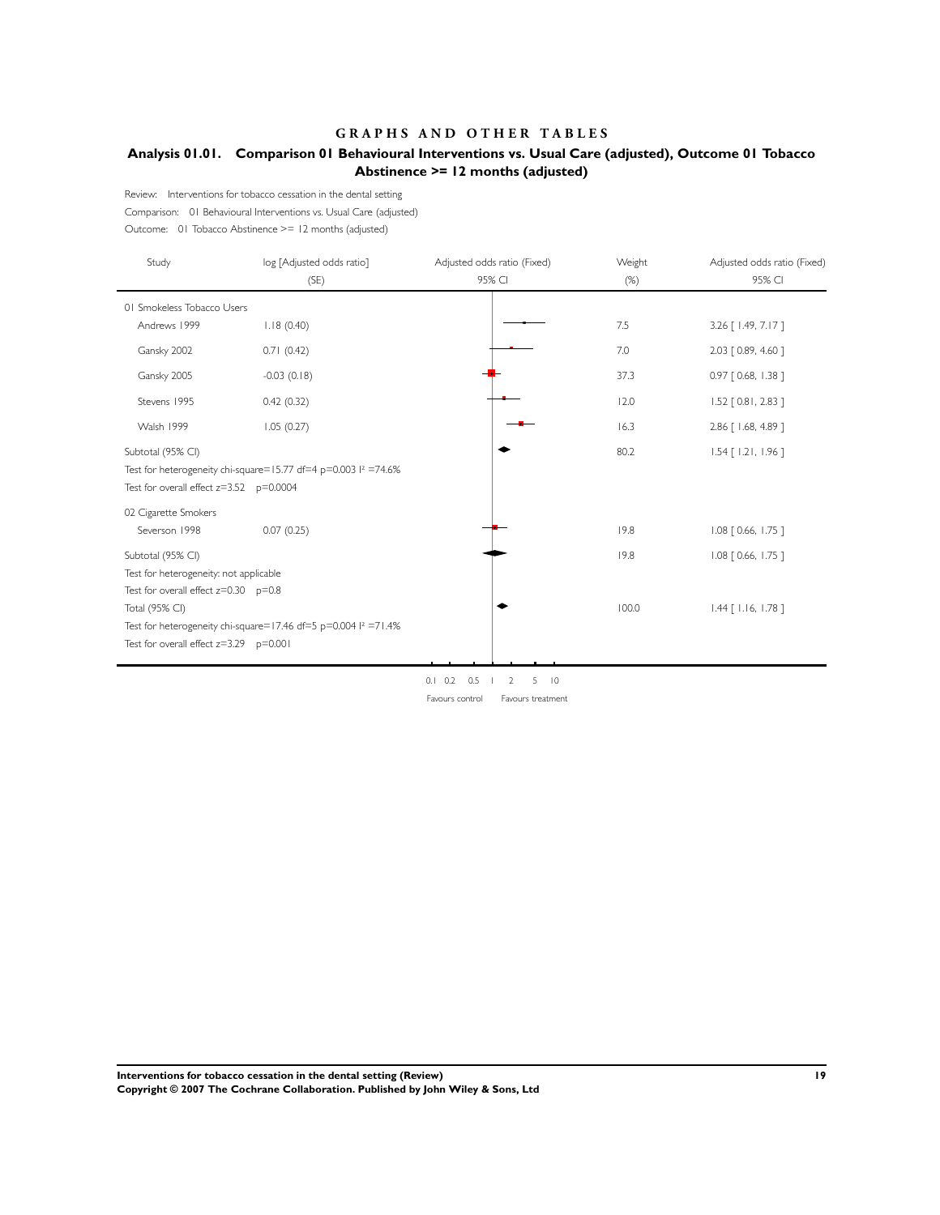# GRAPHS AND OTHER TABLES

## Analysis 01.01. Comparison 01 Behavioural Interventions vs. Usual Care (adjusted), Outcome 01 Tobacco Abstinence >= 12 months (adjusted)

Review: Interventions for tobacco cessation in the dental setting

Comparison: 01 Behavioural Interventions vs. Usual Care (adjusted)

Outcome: 01 Tobacco Abstinence >= 12 months (adjusted)

| Study | log [Adjusted odds ratio] (SE) | Adjusted odds ratio (Fixed) 95% CI | Weight (%) | Adjusted odds ratio (Fixed) 95% CI |
|---|---|---|---|---|
| **01 Smokeless Tobacco Users** | | | | |
| Andrews 1999 | 1.18 (0.40) | | 7.5 | 3.26 [ 1.49, 7.17 ] |
| Gansky 2002 | 0.71 (0.42) | | 7.0 | 2.03 [ 0.89, 4.60 ] |
| Gansky 2005 | -0.03 (0.18) | | 37.3 | 0.97 [ 0.68, 1.38 ] |
| Stevens 1995 | 0.42 (0.32) | | 12.0 | 1.52 [ 0.81, 2.83 ] |
| Walsh 1999 | 1.05 (0.27) | | 16.3 | 2.86 [ 1.68, 4.89 ] |
| Subtotal (95% CI) | | | 80.2 | 1.54 [ 1.21, 1.96 ] |
| Test for heterogeneity chi-square=15.77 df=4 p=0.003 I² =74.6% | | | | |
| Test for overall effect z=3.52 p=0.0004 | | | | |
| **02 Cigarette Smokers** | | | | |
| Severson 1998 | 0.07 (0.25) | | 19.8 | 1.08 [ 0.66, 1.75 ] |
| Subtotal (95% CI) | | | 19.8 | 1.08 [ 0.66, 1.75 ] |
| Test for heterogeneity: not applicable | | | | |
| Test for overall effect z=0.30 p=0.8 | | | | |
| Total (95% CI) | | | 100.0 | 1.44 [ 1.16, 1.78 ] |
| Test for heterogeneity chi-square=17.46 df=5 p=0.004 I² =71.4% | | | | |
| Test for overall effect z=3.29 p=0.001 | | | | |

0.1 0.2 0.5 1 2 5 10

Favours control Favours treatment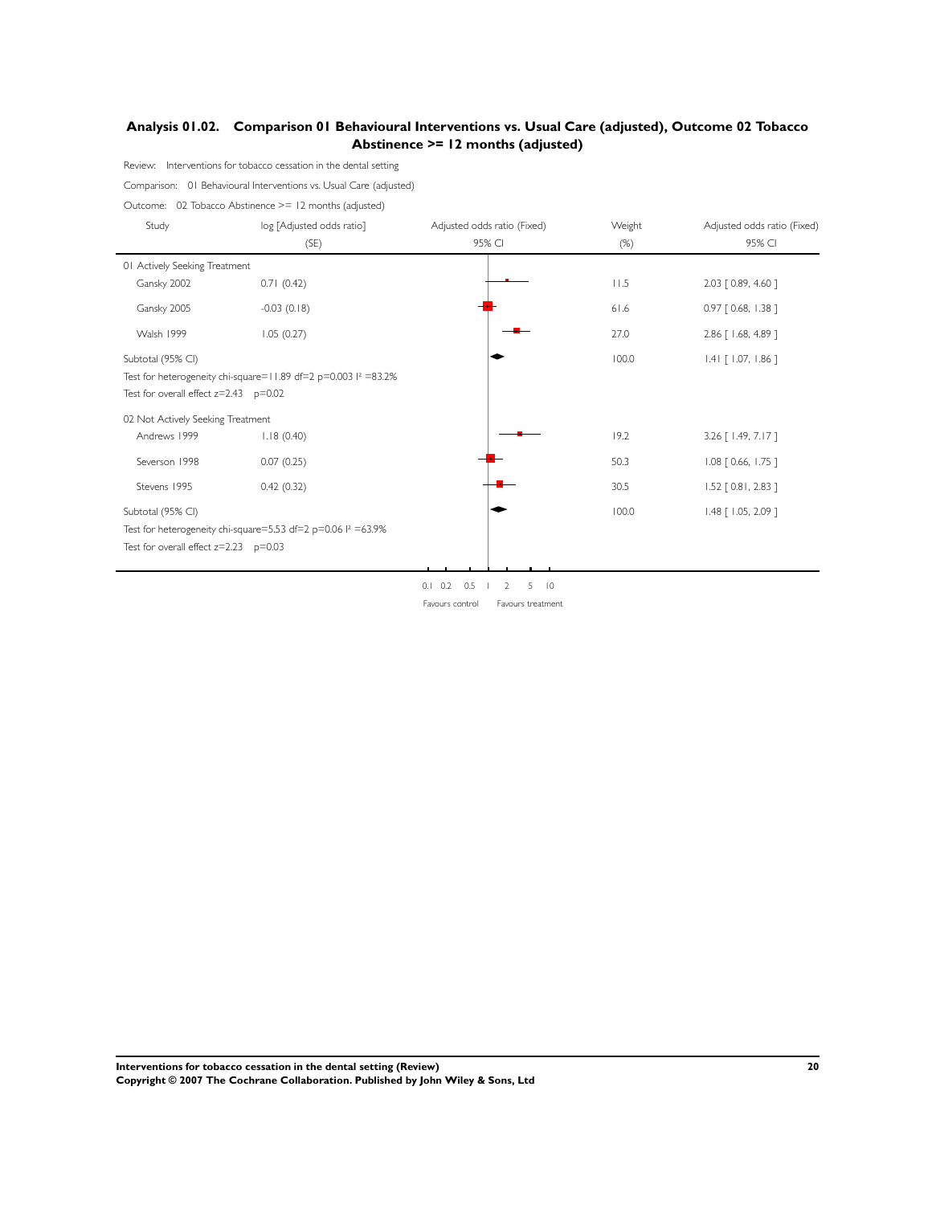## Analysis 01.02. Comparison 01 Behavioural Interventions vs. Usual Care (adjusted), Outcome 02 Tobacco Abstinence >= 12 months (adjusted)

Review: Interventions for tobacco cessation in the dental setting

Comparison: 01 Behavioural Interventions vs. Usual Care (adjusted)

Outcome: 02 Tobacco Abstinence >= 12 months (adjusted)

| Study | log [Adjusted odds ratio] (SE) | Adjusted odds ratio (Fixed) 95% CI | Weight (%) | Adjusted odds ratio (Fixed) 95% CI |
|---|---|---|---|---|
| **01 Actively Seeking Treatment** | | | | |
| Gansky 2002 | 0.71 (0.42) | | 11.5 | 2.03 [ 0.89, 4.60 ] |
| Gansky 2005 | -0.03 (0.18) | | 61.6 | 0.97 [ 0.68, 1.38 ] |
| Walsh 1999 | 1.05 (0.27) | | 27.0 | 2.86 [ 1.68, 4.89 ] |
| Subtotal (95% CI) | | | 100.0 | 1.41 [ 1.07, 1.86 ] |
| Test for heterogeneity chi-square=11.89 df=2 p=0.003 I² =83.2% | | | | |
| Test for overall effect z=2.43 p=0.02 | | | | |
| **02 Not Actively Seeking Treatment** | | | | |
| Andrews 1999 | 1.18 (0.40) | | 19.2 | 3.26 [ 1.49, 7.17 ] |
| Severson 1998 | 0.07 (0.25) | | 50.3 | 1.08 [ 0.66, 1.75 ] |
| Stevens 1995 | 0.42 (0.32) | | 30.5 | 1.52 [ 0.81, 2.83 ] |
| Subtotal (95% CI) | | | 100.0 | 1.48 [ 1.05, 2.09 ] |
| Test for heterogeneity chi-square=5.53 df=2 p=0.06 I² =63.9% | | | | |
| Test for overall effect z=2.23 p=0.03 | | | | |

0.1 0.2 0.5 1 2 5 10

Favours control Favours treatment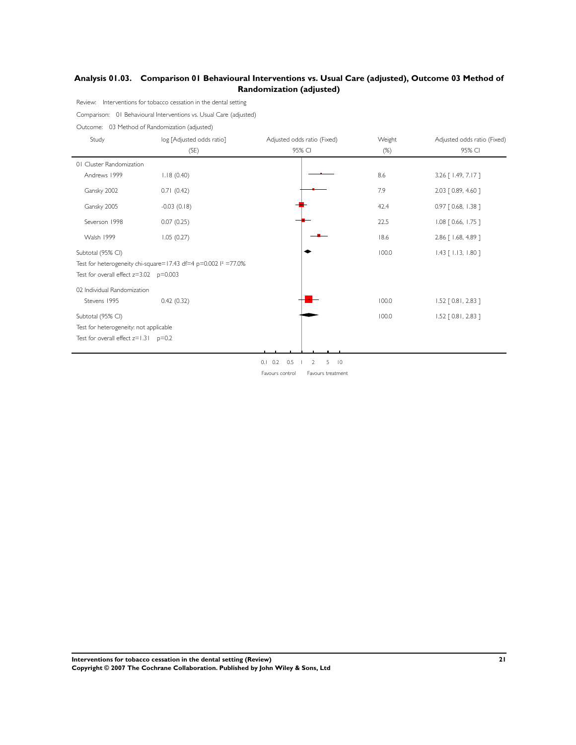## Analysis 01.03. Comparison 01 Behavioural Interventions vs. Usual Care (adjusted), Outcome 03 Method of Randomization (adjusted)

Review: Interventions for tobacco cessation in the dental setting

Comparison: 01 Behavioural Interventions vs. Usual Care (adjusted)

Outcome: 03 Method of Randomization (adjusted)

| Study | log [Adjusted odds ratio] (SE) | Adjusted odds ratio (Fixed) 95% CI | Weight (%) | Adjusted odds ratio (Fixed) 95% CI |
|---|---|---|---|---|
| **01 Cluster Randomization** | | | | |
| Andrews 1999 | 1.18 (0.40) | | 8.6 | 3.26 [ 1.49, 7.17 ] |
| Gansky 2002 | 0.71 (0.42) | | 7.9 | 2.03 [ 0.89, 4.60 ] |
| Gansky 2005 | -0.03 (0.18) | | 42.4 | 0.97 [ 0.68, 1.38 ] |
| Severson 1998 | 0.07 (0.25) | | 22.5 | 1.08 [ 0.66, 1.75 ] |
| Walsh 1999 | 1.05 (0.27) | | 18.6 | 2.86 [ 1.68, 4.89 ] |
| Subtotal (95% CI) | | | 100.0 | 1.43 [ 1.13, 1.80 ] |
| Test for heterogeneity chi-square=17.43 df=4 p=0.002 I² =77.0% | | | | |
| Test for overall effect z=3.02 p=0.003 | | | | |
| **02 Individual Randomization** | | | | |
| Stevens 1995 | 0.42 (0.32) | | 100.0 | 1.52 [ 0.81, 2.83 ] |
| Subtotal (95% CI) | | | 100.0 | 1.52 [ 0.81, 2.83 ] |
| Test for heterogeneity: not applicable | | | | |
| Test for overall effect z=1.31 p=0.2 | | | | |

0.1 0.2 0.5 1 2 5 10

Favours control Favours treatment